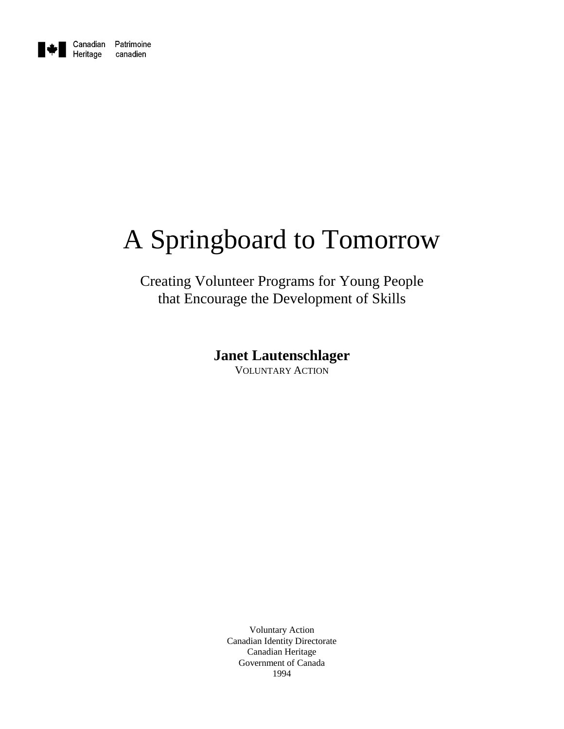Canadian Heritage Patrimoine canadien

# A Springboard to Tomorrow

Creating Volunteer Programs for Young People that Encourage the Development of Skills

**Janet Lautenschlager**

VOLUNTARY ACTION

Voluntary Action
Canadian Identity Directorate
Canadian Heritage
Government of Canada
1994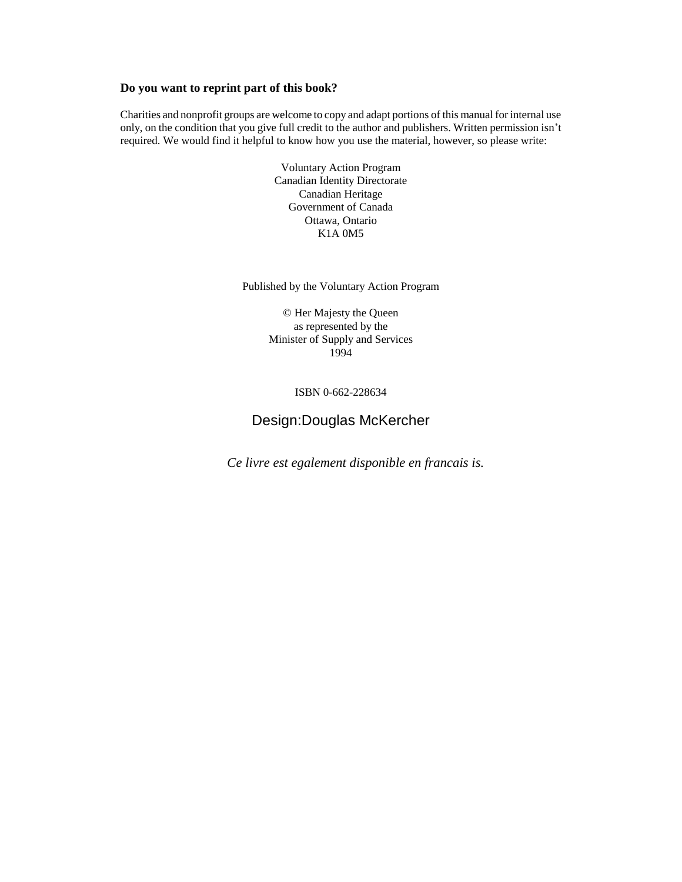**Do you want to reprint part of this book?**

Charities and nonprofit groups are welcome to copy and adapt portions of this manual for internal use only, on the condition that you give full credit to the author and publishers. Written permission isn't required. We would find it helpful to know how you use the material, however, so please write:

Voluntary Action Program  
Canadian Identity Directorate  
Canadian Heritage  
Government of Canada  
Ottawa, Ontario  
K1A 0M5

Published by the Voluntary Action Program

© Her Majesty the Queen  
as represented by the  
Minister of Supply and Services  
1994

ISBN 0-662-228634

Design:Douglas McKercher

*Ce livre est egalement disponible en francais is.*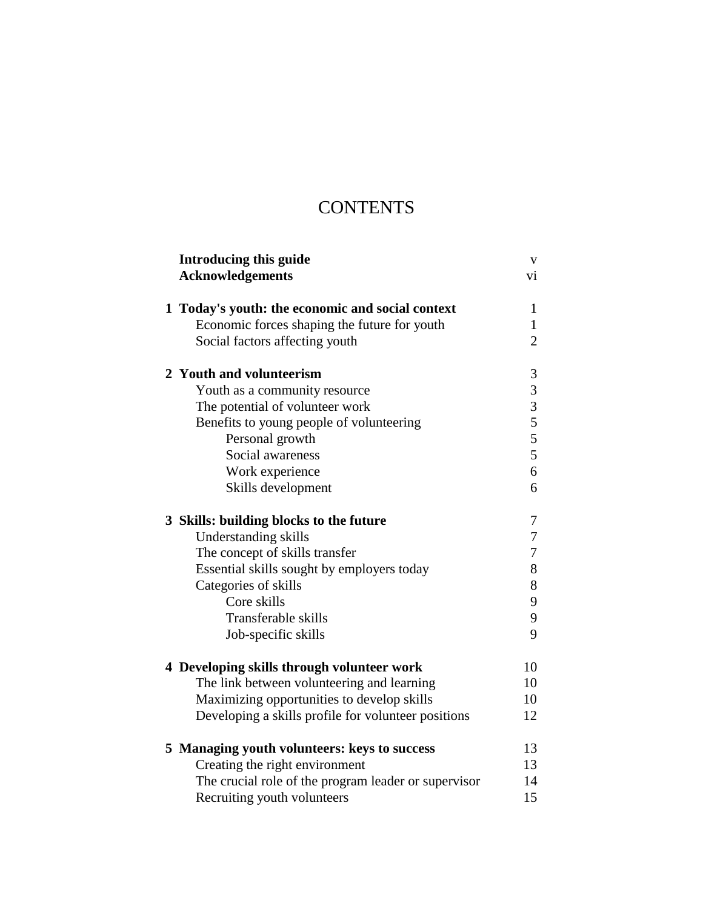# CONTENTS

| | | |
|---|---|---|
| | **Introducing this guide** | v |
| | **Acknowledgements** | vi |
| **1** | **Today's youth: the economic and social context** | 1 |
| | Economic forces shaping the future for youth | 1 |
| | Social factors affecting youth | 2 |
| **2** | **Youth and volunteerism** | 3 |
| | Youth as a community resource | 3 |
| | The potential of volunteer work | 3 |
| | Benefits to young people of volunteering | 5 |
| | Personal growth | 5 |
| | Social awareness | 5 |
| | Work experience | 6 |
| | Skills development | 6 |
| **3** | **Skills: building blocks to the future** | 7 |
| | Understanding skills | 7 |
| | The concept of skills transfer | 7 |
| | Essential skills sought by employers today | 8 |
| | Categories of skills | 8 |
| | Core skills | 9 |
| | Transferable skills | 9 |
| | Job-specific skills | 9 |
| **4** | **Developing skills through volunteer work** | 10 |
| | The link between volunteering and learning | 10 |
| | Maximizing opportunities to develop skills | 10 |
| | Developing a skills profile for volunteer positions | 12 |
| **5** | **Managing youth volunteers: keys to success** | 13 |
| | Creating the right environment | 13 |
| | The crucial role of the program leader or supervisor | 14 |
| | Recruiting youth volunteers | 15 |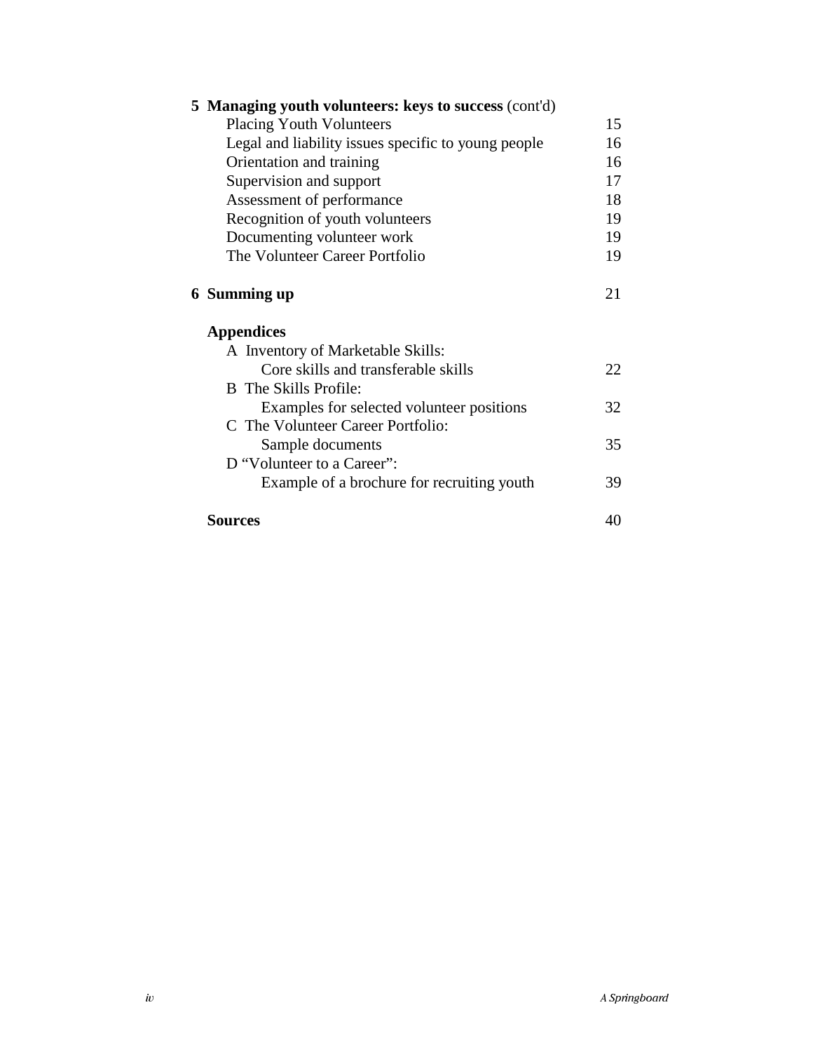**5 Managing youth volunteers: keys to success** (cont'd)

| | |
|---|---|
| Placing Youth Volunteers | 15 |
| Legal and liability issues specific to young people | 16 |
| Orientation and training | 16 |
| Supervision and support | 17 |
| Assessment of performance | 18 |
| Recognition of youth volunteers | 19 |
| Documenting volunteer work | 19 |
| The Volunteer Career Portfolio | 19 |

| | |
|---|---|
| **6 Summing up** | 21 |

**Appendices**

| | |
|---|---|
| A Inventory of Marketable Skills: Core skills and transferable skills | 22 |
| B The Skills Profile: Examples for selected volunteer positions | 32 |
| C The Volunteer Career Portfolio: Sample documents | 35 |
| D "Volunteer to a Career": Example of a brochure for recruiting youth | 39 |

| | |
|---|---|
| **Sources** | 40 |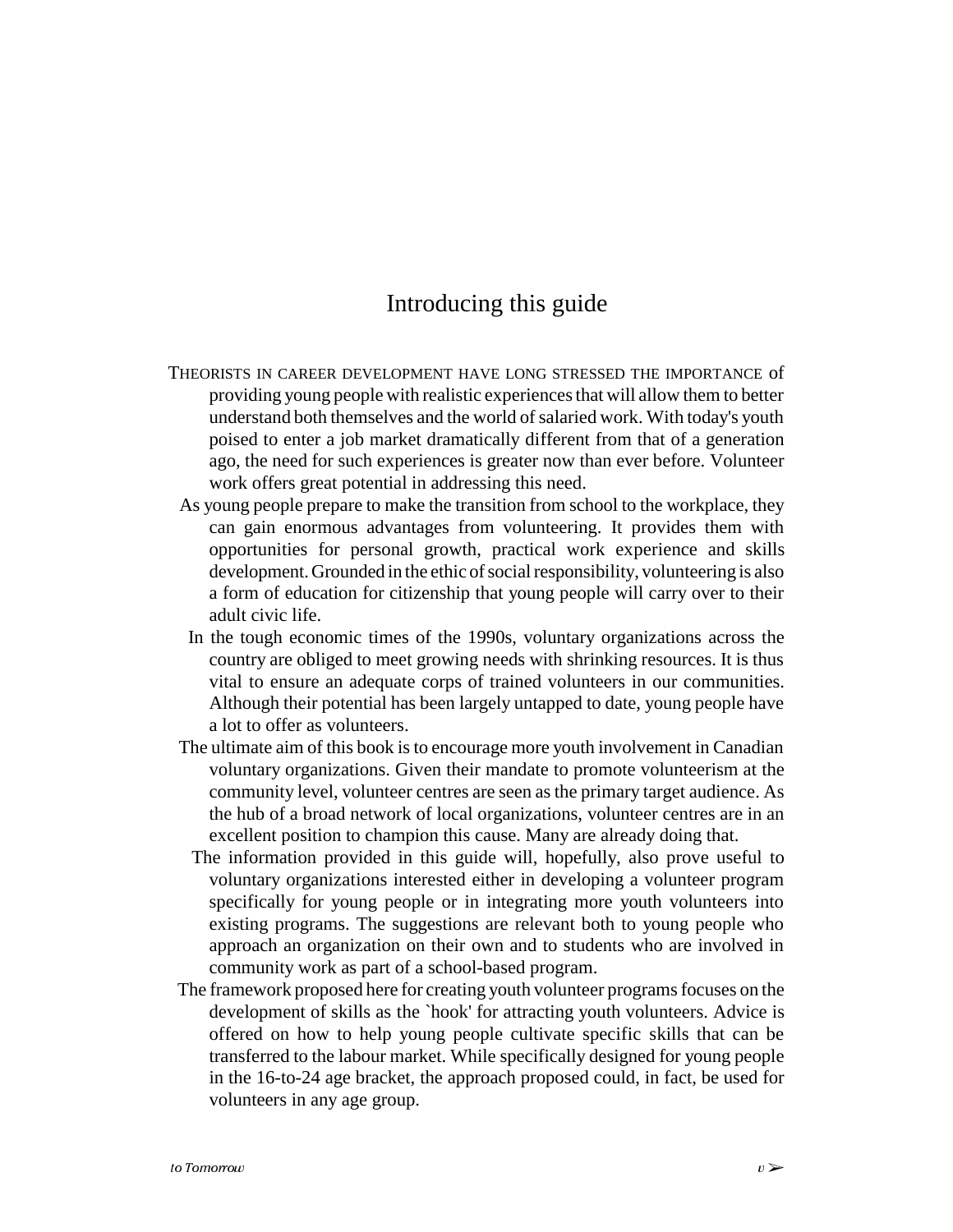# Introducing this guide

THEORISTS IN CAREER DEVELOPMENT HAVE LONG STRESSED THE IMPORTANCE of providing young people with realistic experiences that will allow them to better understand both themselves and the world of salaried work. With today's youth poised to enter a job market dramatically different from that of a generation ago, the need for such experiences is greater now than ever before. Volunteer work offers great potential in addressing this need.

As young people prepare to make the transition from school to the workplace, they can gain enormous advantages from volunteering. It provides them with opportunities for personal growth, practical work experience and skills development. Grounded in the ethic of social responsibility, volunteering is also a form of education for citizenship that young people will carry over to their adult civic life.

In the tough economic times of the 1990s, voluntary organizations across the country are obliged to meet growing needs with shrinking resources. It is thus vital to ensure an adequate corps of trained volunteers in our communities. Although their potential has been largely untapped to date, young people have a lot to offer as volunteers.

The ultimate aim of this book is to encourage more youth involvement in Canadian voluntary organizations. Given their mandate to promote volunteerism at the community level, volunteer centres are seen as the primary target audience. As the hub of a broad network of local organizations, volunteer centres are in an excellent position to champion this cause. Many are already doing that.

The information provided in this guide will, hopefully, also prove useful to voluntary organizations interested either in developing a volunteer program specifically for young people or in integrating more youth volunteers into existing programs. The suggestions are relevant both to young people who approach an organization on their own and to students who are involved in community work as part of a school-based program.

The framework proposed here for creating youth volunteer programs focuses on the development of skills as the `hook' for attracting youth volunteers. Advice is offered on how to help young people cultivate specific skills that can be transferred to the labour market. While specifically designed for young people in the 16-to-24 age bracket, the approach proposed could, in fact, be used for volunteers in any age group.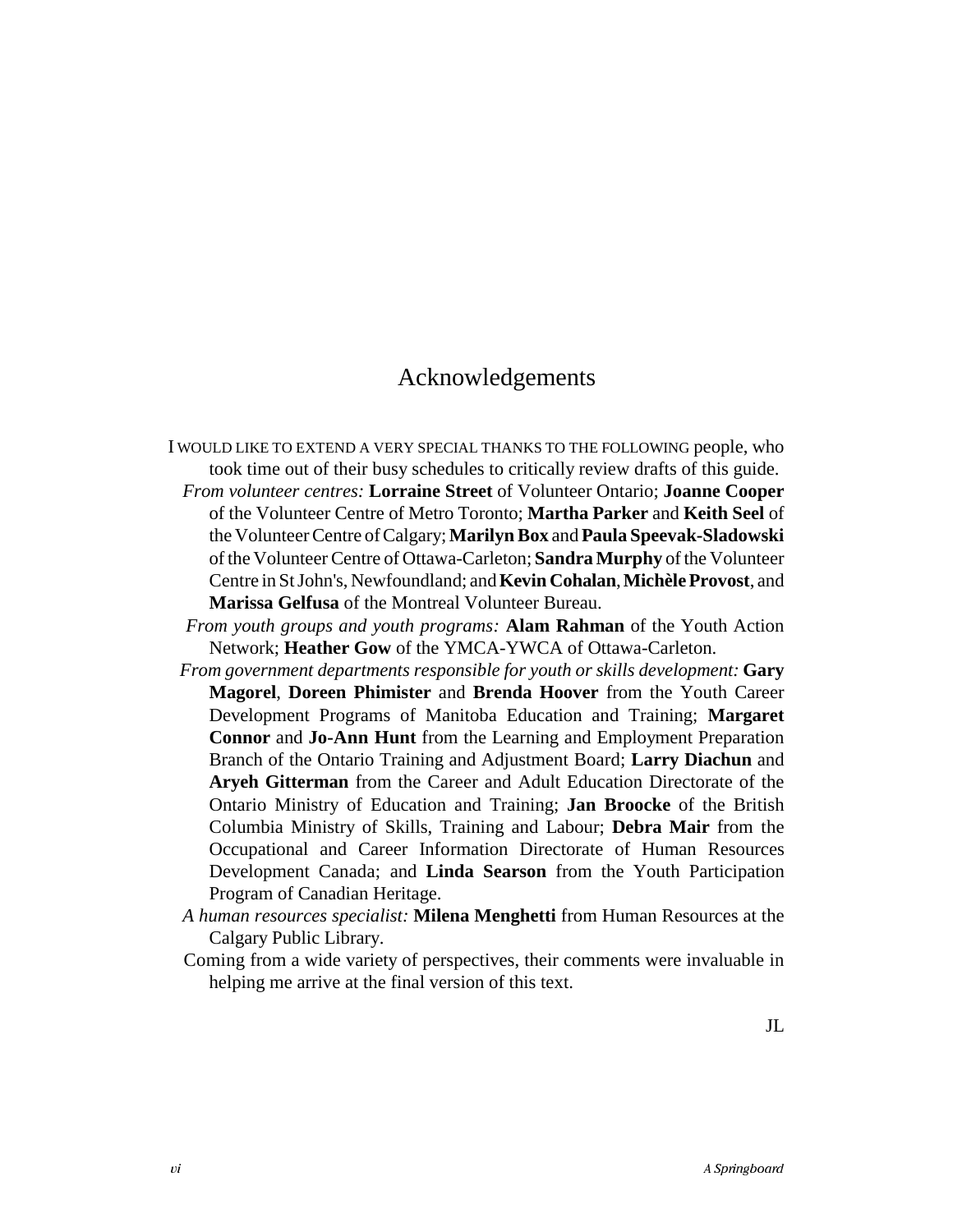# Acknowledgements

I WOULD LIKE TO EXTEND A VERY SPECIAL THANKS TO THE FOLLOWING people, who took time out of their busy schedules to critically review drafts of this guide.

*From volunteer centres:* **Lorraine Street** of Volunteer Ontario; **Joanne Cooper** of the Volunteer Centre of Metro Toronto; **Martha Parker** and **Keith Seel** of the Volunteer Centre of Calgary; **Marilyn Box** and **Paula Speevak-Sladowski** of the Volunteer Centre of Ottawa-Carleton; **Sandra Murphy** of the Volunteer Centre in St John's, Newfoundland; and **Kevin Cohalan**, **Michèle Provost**, and **Marissa Gelfusa** of the Montreal Volunteer Bureau.

*From youth groups and youth programs:* **Alam Rahman** of the Youth Action Network; **Heather Gow** of the YMCA-YWCA of Ottawa-Carleton.

*From government departments responsible for youth or skills development:* **Gary Magorel**, **Doreen Phimister** and **Brenda Hoover** from the Youth Career Development Programs of Manitoba Education and Training; **Margaret Connor** and **Jo-Ann Hunt** from the Learning and Employment Preparation Branch of the Ontario Training and Adjustment Board; **Larry Diachun** and **Aryeh Gitterman** from the Career and Adult Education Directorate of the Ontario Ministry of Education and Training; **Jan Broocke** of the British Columbia Ministry of Skills, Training and Labour; **Debra Mair** from the Occupational and Career Information Directorate of Human Resources Development Canada; and **Linda Searson** from the Youth Participation Program of Canadian Heritage.

*A human resources specialist:* **Milena Menghetti** from Human Resources at the Calgary Public Library.

Coming from a wide variety of perspectives, their comments were invaluable in helping me arrive at the final version of this text.

JL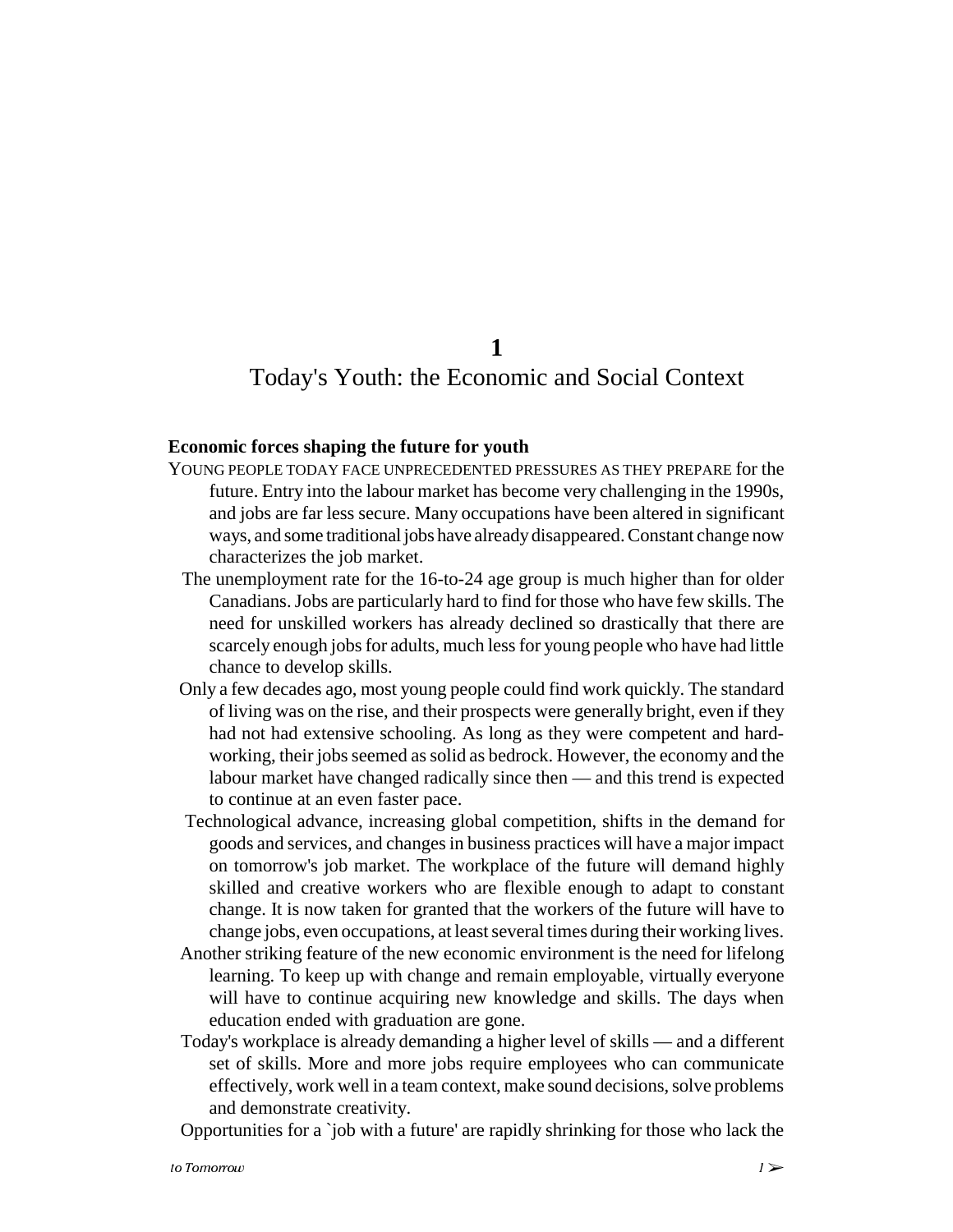# 1

# Today's Youth: the Economic and Social Context

### Economic forces shaping the future for youth

YOUNG PEOPLE TODAY FACE UNPRECEDENTED PRESSURES AS THEY PREPARE for the future. Entry into the labour market has become very challenging in the 1990s, and jobs are far less secure. Many occupations have been altered in significant ways, and some traditional jobs have already disappeared. Constant change now characterizes the job market.

The unemployment rate for the 16-to-24 age group is much higher than for older Canadians. Jobs are particularly hard to find for those who have few skills. The need for unskilled workers has already declined so drastically that there are scarcely enough jobs for adults, much less for young people who have had little chance to develop skills.

Only a few decades ago, most young people could find work quickly. The standard of living was on the rise, and their prospects were generally bright, even if they had not had extensive schooling. As long as they were competent and hard-working, their jobs seemed as solid as bedrock. However, the economy and the labour market have changed radically since then — and this trend is expected to continue at an even faster pace.

Technological advance, increasing global competition, shifts in the demand for goods and services, and changes in business practices will have a major impact on tomorrow's job market. The workplace of the future will demand highly skilled and creative workers who are flexible enough to adapt to constant change. It is now taken for granted that the workers of the future will have to change jobs, even occupations, at least several times during their working lives.

Another striking feature of the new economic environment is the need for lifelong learning. To keep up with change and remain employable, virtually everyone will have to continue acquiring new knowledge and skills. The days when education ended with graduation are gone.

Today's workplace is already demanding a higher level of skills — and a different set of skills. More and more jobs require employees who can communicate effectively, work well in a team context, make sound decisions, solve problems and demonstrate creativity.

Opportunities for a `job with a future' are rapidly shrinking for those who lack the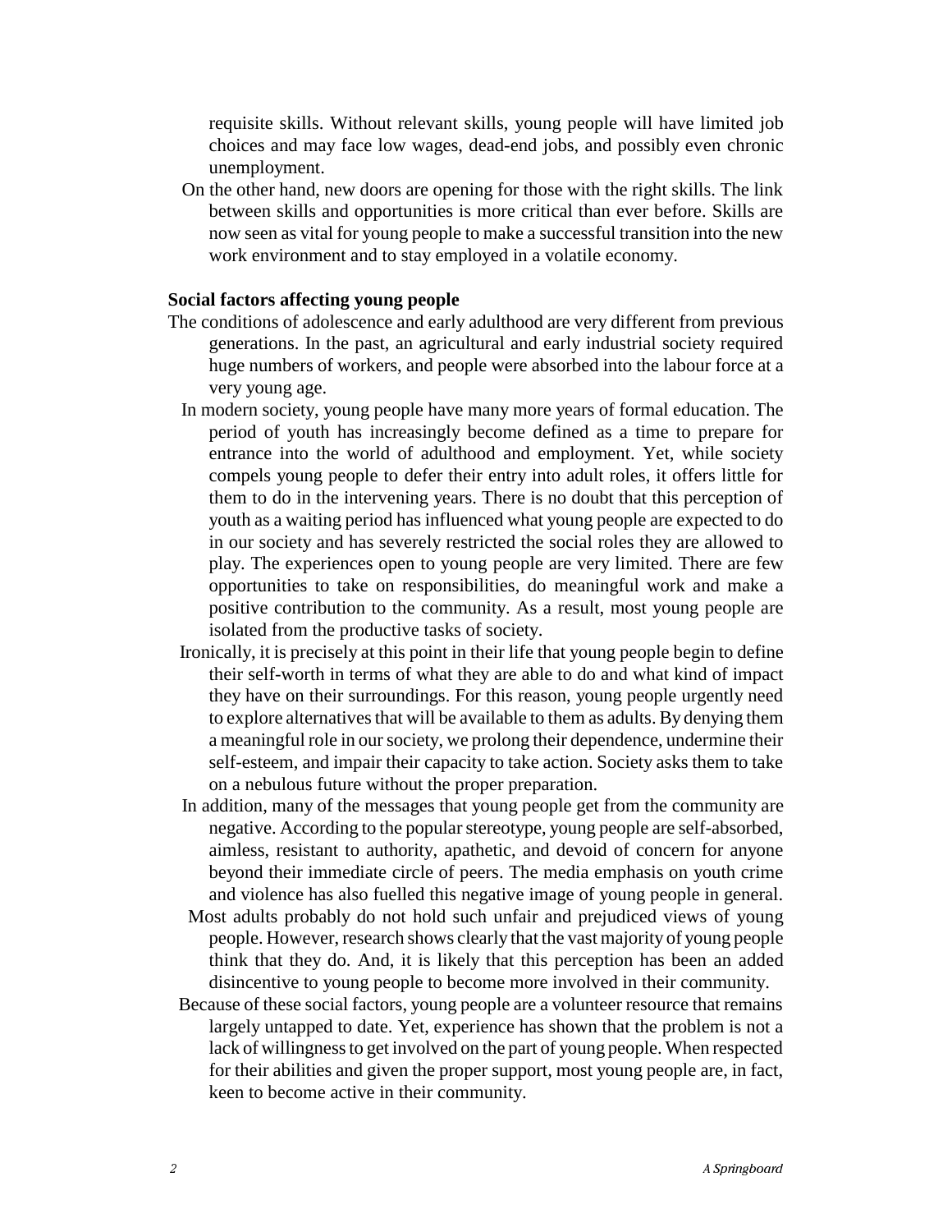requisite skills. Without relevant skills, young people will have limited job choices and may face low wages, dead-end jobs, and possibly even chronic unemployment.

On the other hand, new doors are opening for those with the right skills. The link between skills and opportunities is more critical than ever before. Skills are now seen as vital for young people to make a successful transition into the new work environment and to stay employed in a volatile economy.

**Social factors affecting young people**

The conditions of adolescence and early adulthood are very different from previous generations. In the past, an agricultural and early industrial society required huge numbers of workers, and people were absorbed into the labour force at a very young age.

In modern society, young people have many more years of formal education. The period of youth has increasingly become defined as a time to prepare for entrance into the world of adulthood and employment. Yet, while society compels young people to defer their entry into adult roles, it offers little for them to do in the intervening years. There is no doubt that this perception of youth as a waiting period has influenced what young people are expected to do in our society and has severely restricted the social roles they are allowed to play. The experiences open to young people are very limited. There are few opportunities to take on responsibilities, do meaningful work and make a positive contribution to the community. As a result, most young people are isolated from the productive tasks of society.

Ironically, it is precisely at this point in their life that young people begin to define their self-worth in terms of what they are able to do and what kind of impact they have on their surroundings. For this reason, young people urgently need to explore alternatives that will be available to them as adults. By denying them a meaningful role in our society, we prolong their dependence, undermine their self-esteem, and impair their capacity to take action. Society asks them to take on a nebulous future without the proper preparation.

In addition, many of the messages that young people get from the community are negative. According to the popular stereotype, young people are self-absorbed, aimless, resistant to authority, apathetic, and devoid of concern for anyone beyond their immediate circle of peers. The media emphasis on youth crime and violence has also fuelled this negative image of young people in general.

Most adults probably do not hold such unfair and prejudiced views of young people. However, research shows clearly that the vast majority of young people think that they do. And, it is likely that this perception has been an added disincentive to young people to become more involved in their community.

Because of these social factors, young people are a volunteer resource that remains largely untapped to date. Yet, experience has shown that the problem is not a lack of willingness to get involved on the part of young people. When respected for their abilities and given the proper support, most young people are, in fact, keen to become active in their community.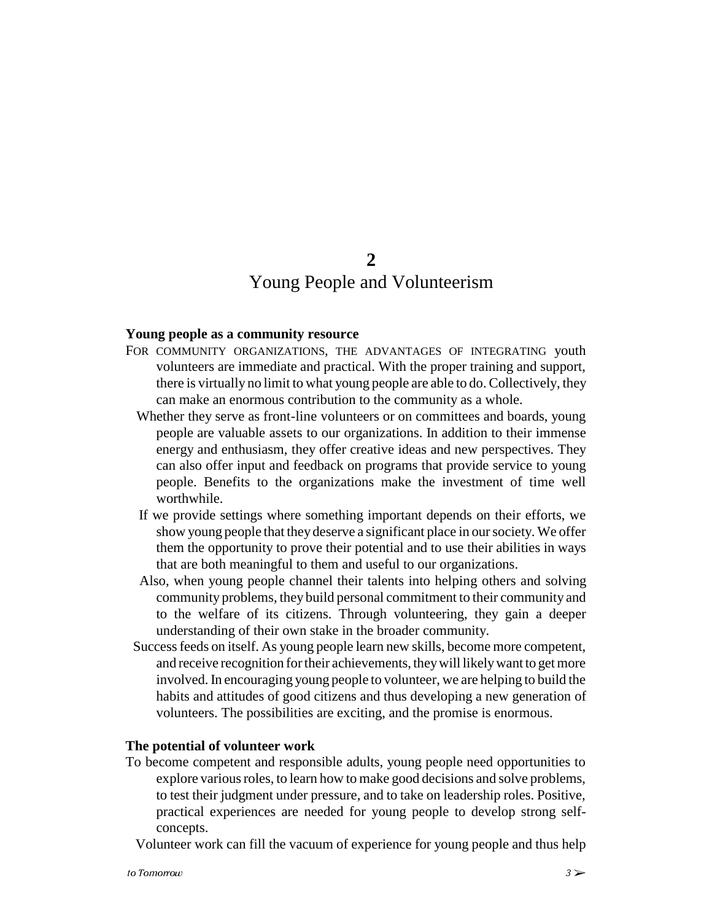# 2
# Young People and Volunteerism

### Young people as a community resource

For community organizations, the advantages of integrating youth volunteers are immediate and practical. With the proper training and support, there is virtually no limit to what young people are able to do. Collectively, they can make an enormous contribution to the community as a whole.

Whether they serve as front-line volunteers or on committees and boards, young people are valuable assets to our organizations. In addition to their immense energy and enthusiasm, they offer creative ideas and new perspectives. They can also offer input and feedback on programs that provide service to young people. Benefits to the organizations make the investment of time well worthwhile.

If we provide settings where something important depends on their efforts, we show young people that they deserve a significant place in our society. We offer them the opportunity to prove their potential and to use their abilities in ways that are both meaningful to them and useful to our organizations.

Also, when young people channel their talents into helping others and solving community problems, they build personal commitment to their community and to the welfare of its citizens. Through volunteering, they gain a deeper understanding of their own stake in the broader community.

Success feeds on itself. As young people learn new skills, become more competent, and receive recognition for their achievements, they will likely want to get more involved. In encouraging young people to volunteer, we are helping to build the habits and attitudes of good citizens and thus developing a new generation of volunteers. The possibilities are exciting, and the promise is enormous.

### The potential of volunteer work

To become competent and responsible adults, young people need opportunities to explore various roles, to learn how to make good decisions and solve problems, to test their judgment under pressure, and to take on leadership roles. Positive, practical experiences are needed for young people to develop strong self-concepts.

Volunteer work can fill the vacuum of experience for young people and thus help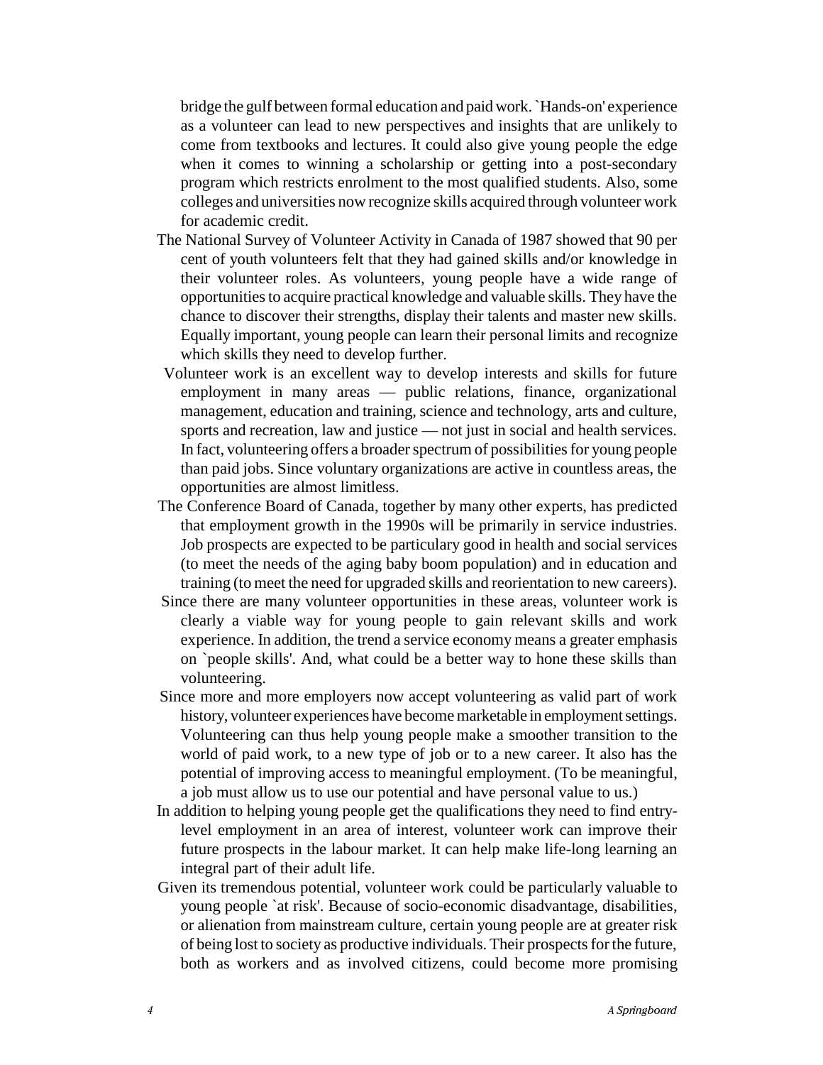bridge the gulf between formal education and paid work. `Hands-on' experience as a volunteer can lead to new perspectives and insights that are unlikely to come from textbooks and lectures. It could also give young people the edge when it comes to winning a scholarship or getting into a post-secondary program which restricts enrolment to the most qualified students. Also, some colleges and universities now recognize skills acquired through volunteer work for academic credit.

The National Survey of Volunteer Activity in Canada of 1987 showed that 90 per cent of youth volunteers felt that they had gained skills and/or knowledge in their volunteer roles. As volunteers, young people have a wide range of opportunities to acquire practical knowledge and valuable skills. They have the chance to discover their strengths, display their talents and master new skills. Equally important, young people can learn their personal limits and recognize which skills they need to develop further.

Volunteer work is an excellent way to develop interests and skills for future employment in many areas — public relations, finance, organizational management, education and training, science and technology, arts and culture, sports and recreation, law and justice — not just in social and health services. In fact, volunteering offers a broader spectrum of possibilities for young people than paid jobs. Since voluntary organizations are active in countless areas, the opportunities are almost limitless.

The Conference Board of Canada, together by many other experts, has predicted that employment growth in the 1990s will be primarily in service industries. Job prospects are expected to be particulary good in health and social services (to meet the needs of the aging baby boom population) and in education and training (to meet the need for upgraded skills and reorientation to new careers).

Since there are many volunteer opportunities in these areas, volunteer work is clearly a viable way for young people to gain relevant skills and work experience. In addition, the trend a service economy means a greater emphasis on `people skills'. And, what could be a better way to hone these skills than volunteering.

Since more and more employers now accept volunteering as valid part of work history, volunteer experiences have become marketable in employment settings. Volunteering can thus help young people make a smoother transition to the world of paid work, to a new type of job or to a new career. It also has the potential of improving access to meaningful employment. (To be meaningful, a job must allow us to use our potential and have personal value to us.)

In addition to helping young people get the qualifications they need to find entry-level employment in an area of interest, volunteer work can improve their future prospects in the labour market. It can help make life-long learning an integral part of their adult life.

Given its tremendous potential, volunteer work could be particularly valuable to young people `at risk'. Because of socio-economic disadvantage, disabilities, or alienation from mainstream culture, certain young people are at greater risk of being lost to society as productive individuals. Their prospects for the future, both as workers and as involved citizens, could become more promising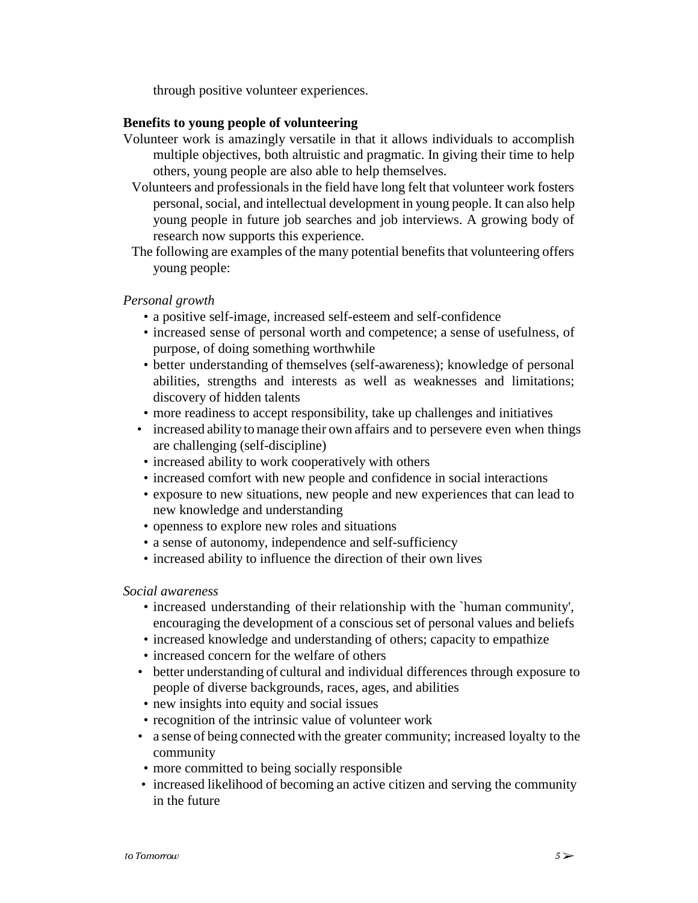through positive volunteer experiences.

**Benefits to young people of volunteering**

Volunteer work is amazingly versatile in that it allows individuals to accomplish multiple objectives, both altruistic and pragmatic. In giving their time to help others, young people are also able to help themselves.

Volunteers and professionals in the field have long felt that volunteer work fosters personal, social, and intellectual development in young people. It can also help young people in future job searches and job interviews. A growing body of research now supports this experience.

The following are examples of the many potential benefits that volunteering offers young people:

*Personal growth*

- a positive self-image, increased self-esteem and self-confidence
- increased sense of personal worth and competence; a sense of usefulness, of purpose, of doing something worthwhile
- better understanding of themselves (self-awareness); knowledge of personal abilities, strengths and interests as well as weaknesses and limitations; discovery of hidden talents
- more readiness to accept responsibility, take up challenges and initiatives
- increased ability to manage their own affairs and to persevere even when things are challenging (self-discipline)
- increased ability to work cooperatively with others
- increased comfort with new people and confidence in social interactions
- exposure to new situations, new people and new experiences that can lead to new knowledge and understanding
- openness to explore new roles and situations
- a sense of autonomy, independence and self-sufficiency
- increased ability to influence the direction of their own lives

*Social awareness*

- increased understanding of their relationship with the `human community', encouraging the development of a conscious set of personal values and beliefs
- increased knowledge and understanding of others; capacity to empathize
- increased concern for the welfare of others
- better understanding of cultural and individual differences through exposure to people of diverse backgrounds, races, ages, and abilities
- new insights into equity and social issues
- recognition of the intrinsic value of volunteer work
- a sense of being connected with the greater community; increased loyalty to the community
- more committed to being socially responsible
- increased likelihood of becoming an active citizen and serving the community in the future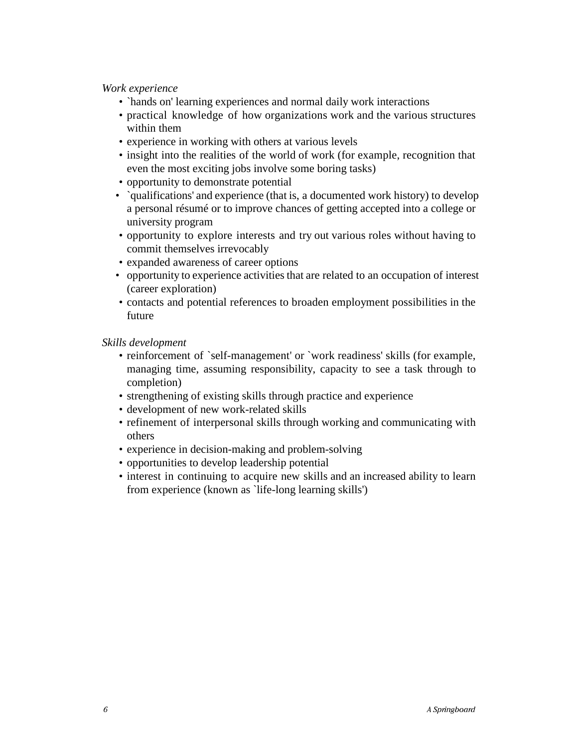*Work experience*

- `hands on' learning experiences and normal daily work interactions
- practical knowledge of how organizations work and the various structures within them
- experience in working with others at various levels
- insight into the realities of the world of work (for example, recognition that even the most exciting jobs involve some boring tasks)
- opportunity to demonstrate potential
- `qualifications' and experience (that is, a documented work history) to develop a personal résumé or to improve chances of getting accepted into a college or university program
- opportunity to explore interests and try out various roles without having to commit themselves irrevocably
- expanded awareness of career options
- opportunity to experience activities that are related to an occupation of interest (career exploration)
- contacts and potential references to broaden employment possibilities in the future

*Skills development*

- reinforcement of `self-management' or `work readiness' skills (for example, managing time, assuming responsibility, capacity to see a task through to completion)
- strengthening of existing skills through practice and experience
- development of new work-related skills
- refinement of interpersonal skills through working and communicating with others
- experience in decision-making and problem-solving
- opportunities to develop leadership potential
- interest in continuing to acquire new skills and an increased ability to learn from experience (known as `life-long learning skills')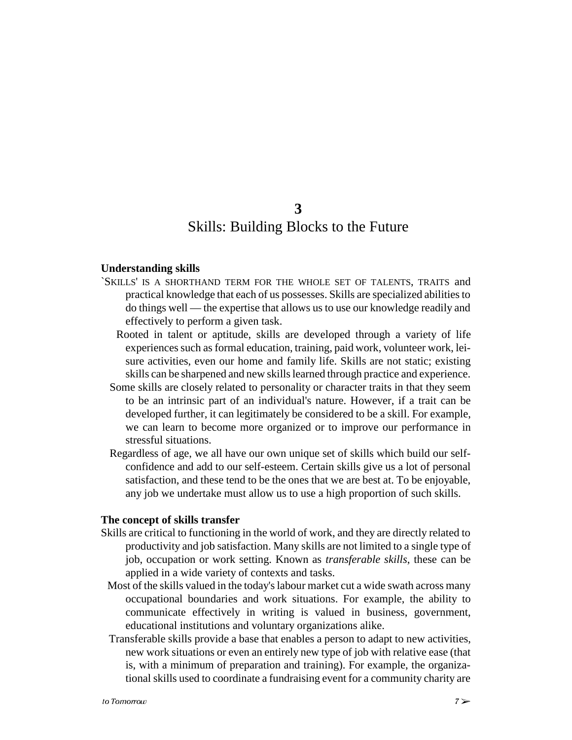# 3
# Skills: Building Blocks to the Future

## Understanding skills

'SKILLS' IS A SHORTHAND TERM FOR THE WHOLE SET OF TALENTS, TRAITS and practical knowledge that each of us possesses. Skills are specialized abilities to do things well — the expertise that allows us to use our knowledge readily and effectively to perform a given task.

Rooted in talent or aptitude, skills are developed through a variety of life experiences such as formal education, training, paid work, volunteer work, leisure activities, even our home and family life. Skills are not static; existing skills can be sharpened and new skills learned through practice and experience.

Some skills are closely related to personality or character traits in that they seem to be an intrinsic part of an individual's nature. However, if a trait can be developed further, it can legitimately be considered to be a skill. For example, we can learn to become more organized or to improve our performance in stressful situations.

Regardless of age, we all have our own unique set of skills which build our self-confidence and add to our self-esteem. Certain skills give us a lot of personal satisfaction, and these tend to be the ones that we are best at. To be enjoyable, any job we undertake must allow us to use a high proportion of such skills.

## The concept of skills transfer

Skills are critical to functioning in the world of work, and they are directly related to productivity and job satisfaction. Many skills are not limited to a single type of job, occupation or work setting. Known as *transferable skills*, these can be applied in a wide variety of contexts and tasks.

Most of the skills valued in the today's labour market cut a wide swath across many occupational boundaries and work situations. For example, the ability to communicate effectively in writing is valued in business, government, educational institutions and voluntary organizations alike.

Transferable skills provide a base that enables a person to adapt to new activities, new work situations or even an entirely new type of job with relative ease (that is, with a minimum of preparation and training). For example, the organizational skills used to coordinate a fundraising event for a community charity are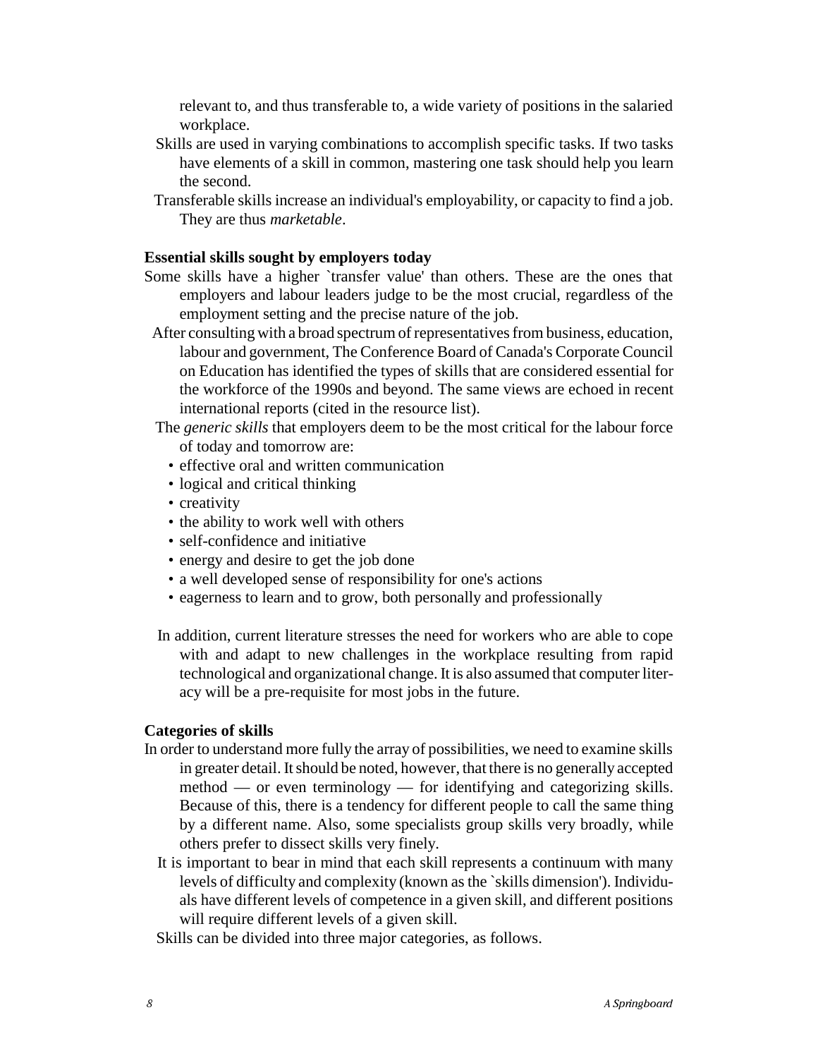relevant to, and thus transferable to, a wide variety of positions in the salaried workplace.

Skills are used in varying combinations to accomplish specific tasks. If two tasks have elements of a skill in common, mastering one task should help you learn the second.

Transferable skills increase an individual's employability, or capacity to find a job. They are thus *marketable*.

### Essential skills sought by employers today

Some skills have a higher `transfer value' than others. These are the ones that employers and labour leaders judge to be the most crucial, regardless of the employment setting and the precise nature of the job.

After consulting with a broad spectrum of representatives from business, education, labour and government, The Conference Board of Canada's Corporate Council on Education has identified the types of skills that are considered essential for the workforce of the 1990s and beyond. The same views are echoed in recent international reports (cited in the resource list).

The *generic skills* that employers deem to be the most critical for the labour force of today and tomorrow are:

- effective oral and written communication
- logical and critical thinking
- creativity
- the ability to work well with others
- self-confidence and initiative
- energy and desire to get the job done
- a well developed sense of responsibility for one's actions
- eagerness to learn and to grow, both personally and professionally

In addition, current literature stresses the need for workers who are able to cope with and adapt to new challenges in the workplace resulting from rapid technological and organizational change. It is also assumed that computer literacy will be a pre-requisite for most jobs in the future.

### Categories of skills

In order to understand more fully the array of possibilities, we need to examine skills in greater detail. It should be noted, however, that there is no generally accepted method — or even terminology — for identifying and categorizing skills. Because of this, there is a tendency for different people to call the same thing by a different name. Also, some specialists group skills very broadly, while others prefer to dissect skills very finely.

It is important to bear in mind that each skill represents a continuum with many levels of difficulty and complexity (known as the `skills dimension'). Individuals have different levels of competence in a given skill, and different positions will require different levels of a given skill.

Skills can be divided into three major categories, as follows.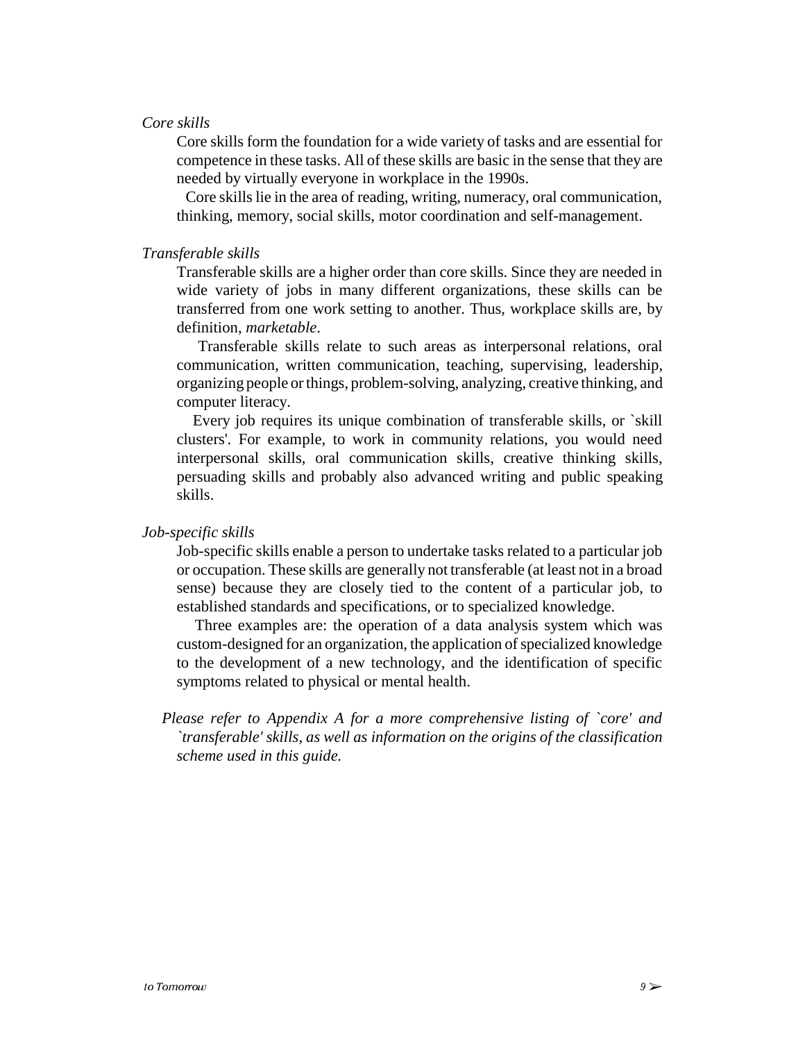*Core skills*

Core skills form the foundation for a wide variety of tasks and are essential for competence in these tasks. All of these skills are basic in the sense that they are needed by virtually everyone in workplace in the 1990s.

Core skills lie in the area of reading, writing, numeracy, oral communication, thinking, memory, social skills, motor coordination and self-management.

*Transferable skills*

Transferable skills are a higher order than core skills. Since they are needed in wide variety of jobs in many different organizations, these skills can be transferred from one work setting to another. Thus, workplace skills are, by definition, *marketable*.

Transferable skills relate to such areas as interpersonal relations, oral communication, written communication, teaching, supervising, leadership, organizing people or things, problem-solving, analyzing, creative thinking, and computer literacy.

Every job requires its unique combination of transferable skills, or `skill clusters'. For example, to work in community relations, you would need interpersonal skills, oral communication skills, creative thinking skills, persuading skills and probably also advanced writing and public speaking skills.

*Job-specific skills*

Job-specific skills enable a person to undertake tasks related to a particular job or occupation. These skills are generally not transferable (at least not in a broad sense) because they are closely tied to the content of a particular job, to established standards and specifications, or to specialized knowledge.

Three examples are: the operation of a data analysis system which was custom-designed for an organization, the application of specialized knowledge to the development of a new technology, and the identification of specific symptoms related to physical or mental health.

*Please refer to Appendix A for a more comprehensive listing of `core' and `transferable' skills, as well as information on the origins of the classification scheme used in this guide.*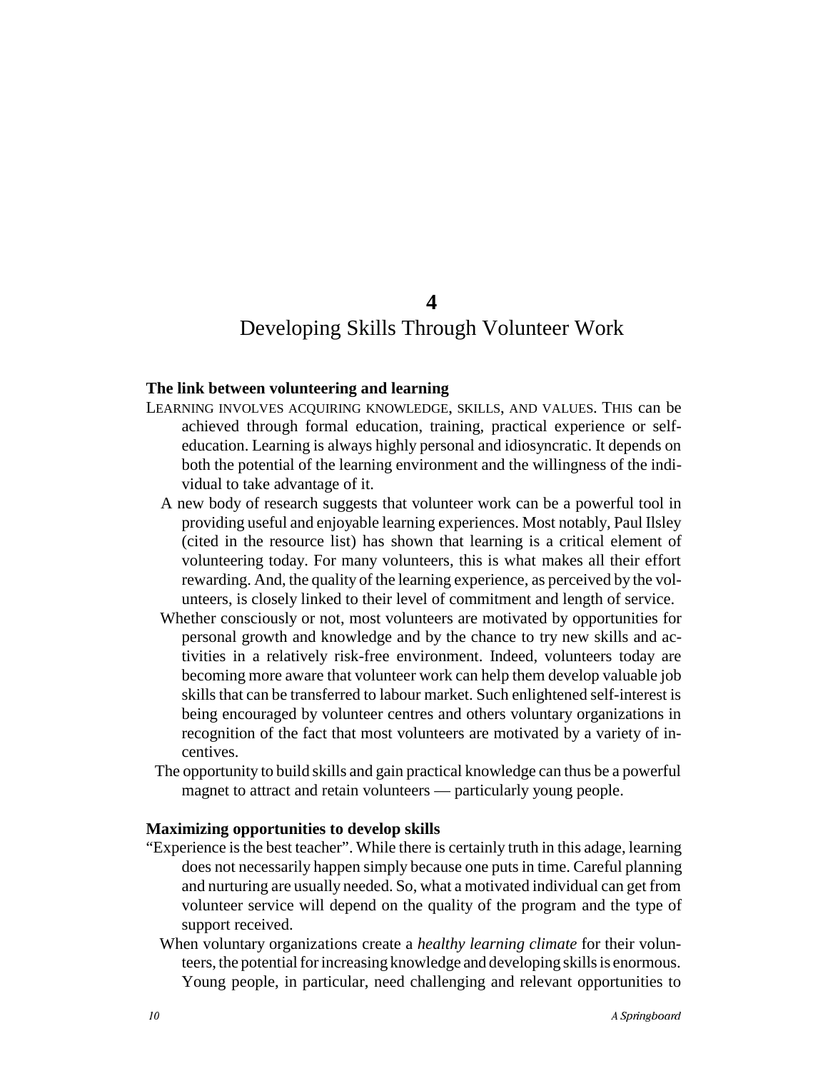# 4
# Developing Skills Through Volunteer Work

### The link between volunteering and learning

LEARNING INVOLVES ACQUIRING KNOWLEDGE, SKILLS, AND VALUES. THIS can be achieved through formal education, training, practical experience or self-education. Learning is always highly personal and idiosyncratic. It depends on both the potential of the learning environment and the willingness of the individual to take advantage of it.

A new body of research suggests that volunteer work can be a powerful tool in providing useful and enjoyable learning experiences. Most notably, Paul Ilsley (cited in the resource list) has shown that learning is a critical element of volunteering today. For many volunteers, this is what makes all their effort rewarding. And, the quality of the learning experience, as perceived by the volunteers, is closely linked to their level of commitment and length of service.

Whether consciously or not, most volunteers are motivated by opportunities for personal growth and knowledge and by the chance to try new skills and activities in a relatively risk-free environment. Indeed, volunteers today are becoming more aware that volunteer work can help them develop valuable job skills that can be transferred to labour market. Such enlightened self-interest is being encouraged by volunteer centres and others voluntary organizations in recognition of the fact that most volunteers are motivated by a variety of incentives.

The opportunity to build skills and gain practical knowledge can thus be a powerful magnet to attract and retain volunteers — particularly young people.

### Maximizing opportunities to develop skills

"Experience is the best teacher". While there is certainly truth in this adage, learning does not necessarily happen simply because one puts in time. Careful planning and nurturing are usually needed. So, what a motivated individual can get from volunteer service will depend on the quality of the program and the type of support received.

When voluntary organizations create a *healthy learning climate* for their volunteers, the potential for increasing knowledge and developing skills is enormous. Young people, in particular, need challenging and relevant opportunities to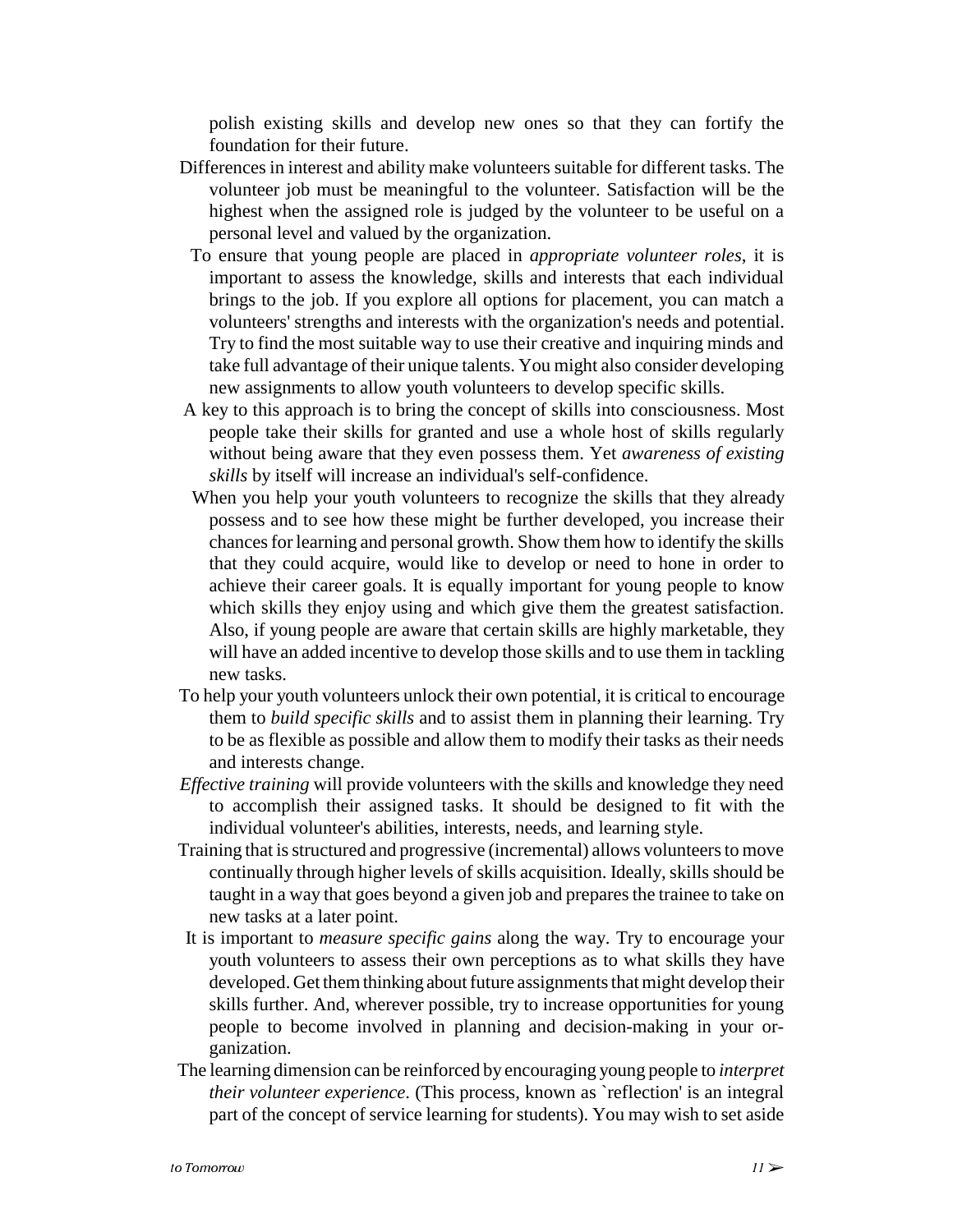polish existing skills and develop new ones so that they can fortify the foundation for their future.

Differences in interest and ability make volunteers suitable for different tasks. The volunteer job must be meaningful to the volunteer. Satisfaction will be the highest when the assigned role is judged by the volunteer to be useful on a personal level and valued by the organization.

To ensure that young people are placed in *appropriate volunteer roles*, it is important to assess the knowledge, skills and interests that each individual brings to the job. If you explore all options for placement, you can match a volunteers' strengths and interests with the organization's needs and potential. Try to find the most suitable way to use their creative and inquiring minds and take full advantage of their unique talents. You might also consider developing new assignments to allow youth volunteers to develop specific skills.

A key to this approach is to bring the concept of skills into consciousness. Most people take their skills for granted and use a whole host of skills regularly without being aware that they even possess them. Yet *awareness of existing skills* by itself will increase an individual's self-confidence.

When you help your youth volunteers to recognize the skills that they already possess and to see how these might be further developed, you increase their chances for learning and personal growth. Show them how to identify the skills that they could acquire, would like to develop or need to hone in order to achieve their career goals. It is equally important for young people to know which skills they enjoy using and which give them the greatest satisfaction. Also, if young people are aware that certain skills are highly marketable, they will have an added incentive to develop those skills and to use them in tackling new tasks.

To help your youth volunteers unlock their own potential, it is critical to encourage them to *build specific skills* and to assist them in planning their learning. Try to be as flexible as possible and allow them to modify their tasks as their needs and interests change.

*Effective training* will provide volunteers with the skills and knowledge they need to accomplish their assigned tasks. It should be designed to fit with the individual volunteer's abilities, interests, needs, and learning style.

Training that is structured and progressive (incremental) allows volunteers to move continually through higher levels of skills acquisition. Ideally, skills should be taught in a way that goes beyond a given job and prepares the trainee to take on new tasks at a later point.

It is important to *measure specific gains* along the way. Try to encourage your youth volunteers to assess their own perceptions as to what skills they have developed. Get them thinking about future assignments that might develop their skills further. And, wherever possible, try to increase opportunities for young people to become involved in planning and decision-making in your organization.

The learning dimension can be reinforced by encouraging young people to *interpret their volunteer experience*. (This process, known as `reflection' is an integral part of the concept of service learning for students). You may wish to set aside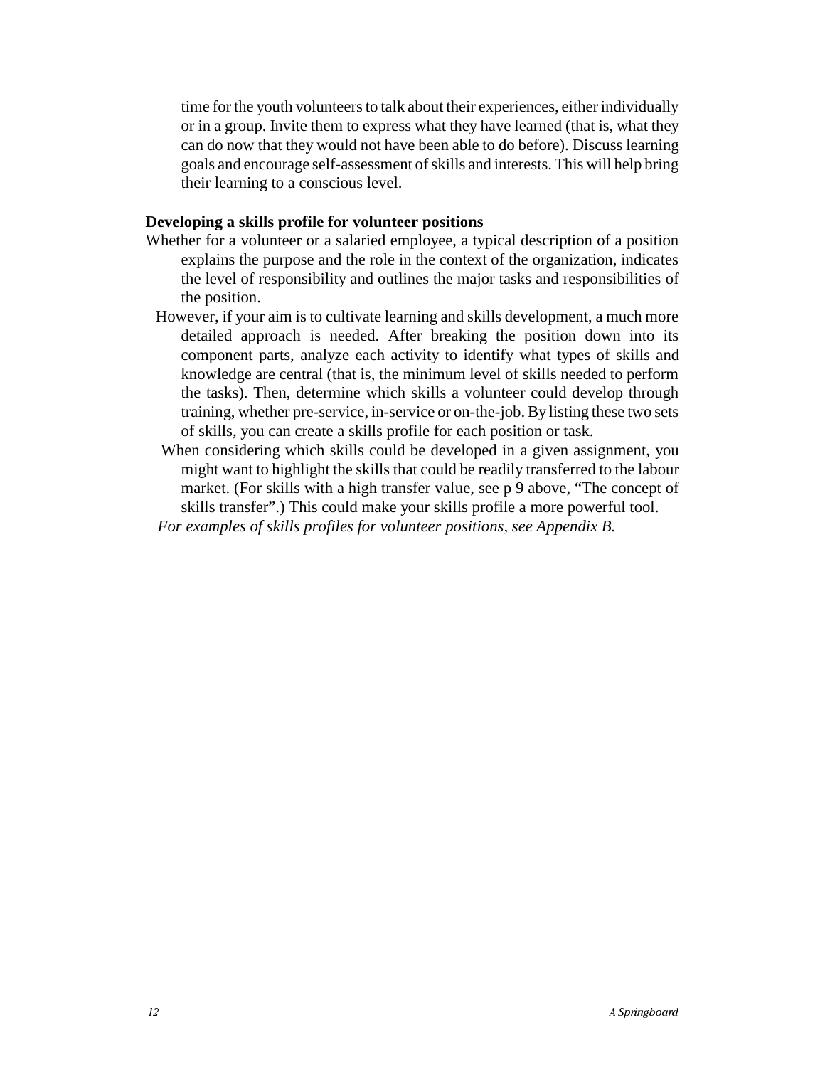time for the youth volunteers to talk about their experiences, either individually or in a group. Invite them to express what they have learned (that is, what they can do now that they would not have been able to do before). Discuss learning goals and encourage self-assessment of skills and interests. This will help bring their learning to a conscious level.

**Developing a skills profile for volunteer positions**

Whether for a volunteer or a salaried employee, a typical description of a position explains the purpose and the role in the context of the organization, indicates the level of responsibility and outlines the major tasks and responsibilities of the position.

However, if your aim is to cultivate learning and skills development, a much more detailed approach is needed. After breaking the position down into its component parts, analyze each activity to identify what types of skills and knowledge are central (that is, the minimum level of skills needed to perform the tasks). Then, determine which skills a volunteer could develop through training, whether pre-service, in-service or on-the-job. By listing these two sets of skills, you can create a skills profile for each position or task.

When considering which skills could be developed in a given assignment, you might want to highlight the skills that could be readily transferred to the labour market. (For skills with a high transfer value, see p 9 above, "The concept of skills transfer".) This could make your skills profile a more powerful tool.

*For examples of skills profiles for volunteer positions, see Appendix B.*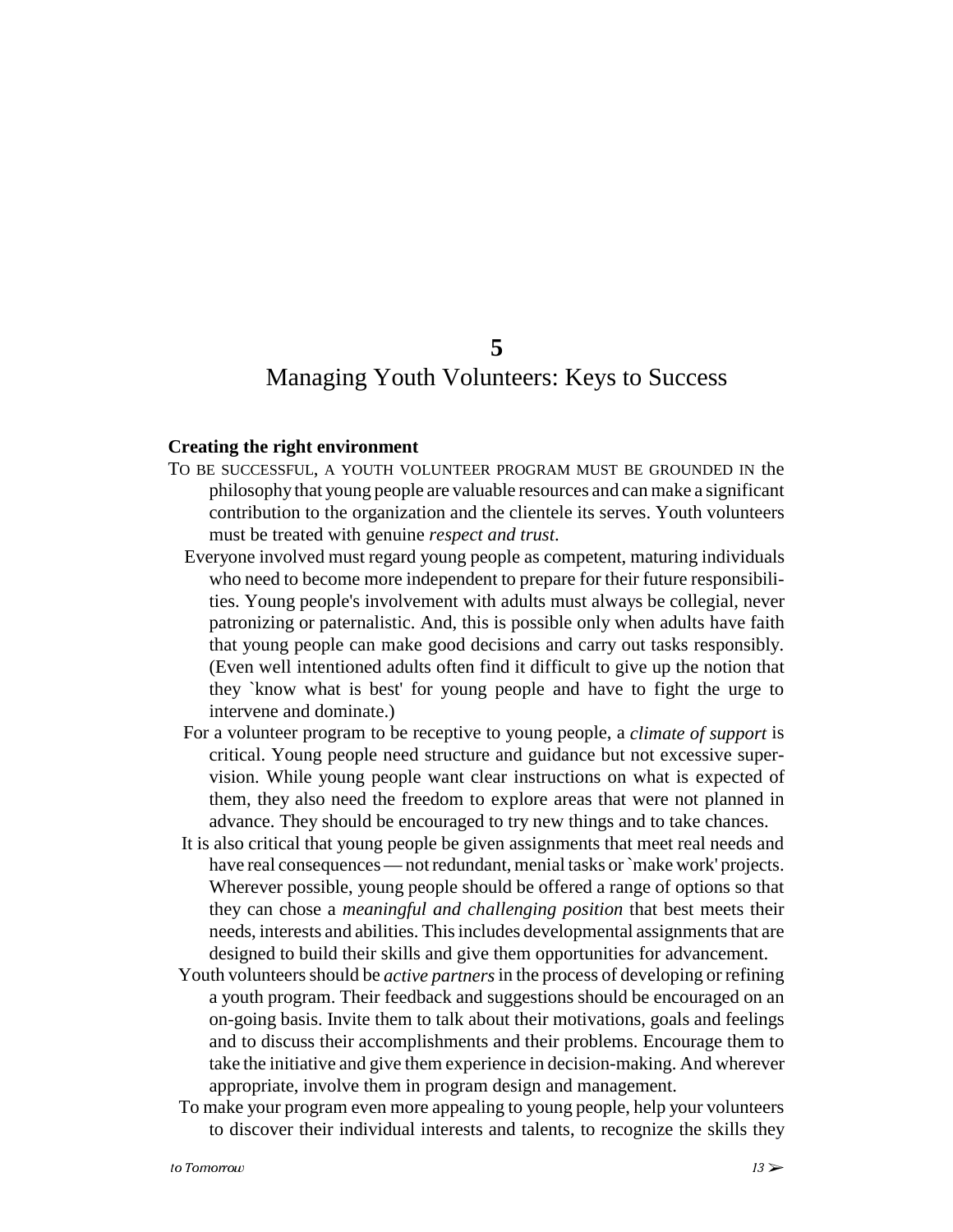# 5

# Managing Youth Volunteers: Keys to Success

### Creating the right environment

TO BE SUCCESSFUL, A YOUTH VOLUNTEER PROGRAM MUST BE GROUNDED IN the philosophy that young people are valuable resources and can make a significant contribution to the organization and the clientele its serves. Youth volunteers must be treated with genuine *respect and trust*.

Everyone involved must regard young people as competent, maturing individuals who need to become more independent to prepare for their future responsibilities. Young people's involvement with adults must always be collegial, never patronizing or paternalistic. And, this is possible only when adults have faith that young people can make good decisions and carry out tasks responsibly. (Even well intentioned adults often find it difficult to give up the notion that they `know what is best' for young people and have to fight the urge to intervene and dominate.)

For a volunteer program to be receptive to young people, a *climate of support* is critical. Young people need structure and guidance but not excessive supervision. While young people want clear instructions on what is expected of them, they also need the freedom to explore areas that were not planned in advance. They should be encouraged to try new things and to take chances.

It is also critical that young people be given assignments that meet real needs and have real consequences — not redundant, menial tasks or `make work' projects. Wherever possible, young people should be offered a range of options so that they can chose a *meaningful and challenging position* that best meets their needs, interests and abilities. This includes developmental assignments that are designed to build their skills and give them opportunities for advancement.

Youth volunteers should be *active partners* in the process of developing or refining a youth program. Their feedback and suggestions should be encouraged on an on-going basis. Invite them to talk about their motivations, goals and feelings and to discuss their accomplishments and their problems. Encourage them to take the initiative and give them experience in decision-making. And wherever appropriate, involve them in program design and management.

To make your program even more appealing to young people, help your volunteers to discover their individual interests and talents, to recognize the skills they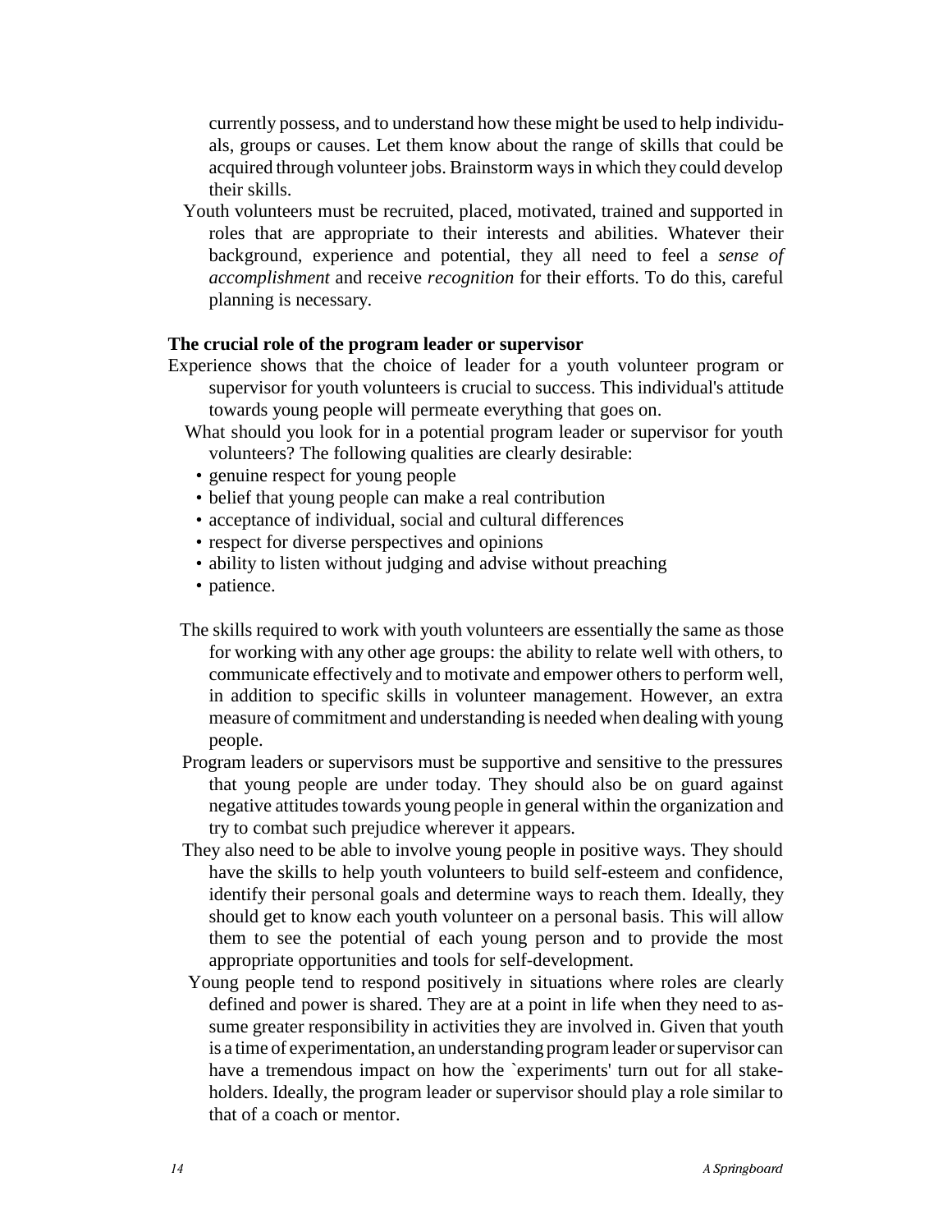currently possess, and to understand how these might be used to help individuals, groups or causes. Let them know about the range of skills that could be acquired through volunteer jobs. Brainstorm ways in which they could develop their skills.

Youth volunteers must be recruited, placed, motivated, trained and supported in roles that are appropriate to their interests and abilities. Whatever their background, experience and potential, they all need to feel a *sense of accomplishment* and receive *recognition* for their efforts. To do this, careful planning is necessary.

**The crucial role of the program leader or supervisor**

Experience shows that the choice of leader for a youth volunteer program or supervisor for youth volunteers is crucial to success. This individual's attitude towards young people will permeate everything that goes on.

What should you look for in a potential program leader or supervisor for youth volunteers? The following qualities are clearly desirable:

- genuine respect for young people
- belief that young people can make a real contribution
- acceptance of individual, social and cultural differences
- respect for diverse perspectives and opinions
- ability to listen without judging and advise without preaching
- patience.

The skills required to work with youth volunteers are essentially the same as those for working with any other age groups: the ability to relate well with others, to communicate effectively and to motivate and empower others to perform well, in addition to specific skills in volunteer management. However, an extra measure of commitment and understanding is needed when dealing with young people.

Program leaders or supervisors must be supportive and sensitive to the pressures that young people are under today. They should also be on guard against negative attitudes towards young people in general within the organization and try to combat such prejudice wherever it appears.

They also need to be able to involve young people in positive ways. They should have the skills to help youth volunteers to build self-esteem and confidence, identify their personal goals and determine ways to reach them. Ideally, they should get to know each youth volunteer on a personal basis. This will allow them to see the potential of each young person and to provide the most appropriate opportunities and tools for self-development.

Young people tend to respond positively in situations where roles are clearly defined and power is shared. They are at a point in life when they need to assume greater responsibility in activities they are involved in. Given that youth is a time of experimentation, an understanding program leader or supervisor can have a tremendous impact on how the `experiments' turn out for all stakeholders. Ideally, the program leader or supervisor should play a role similar to that of a coach or mentor.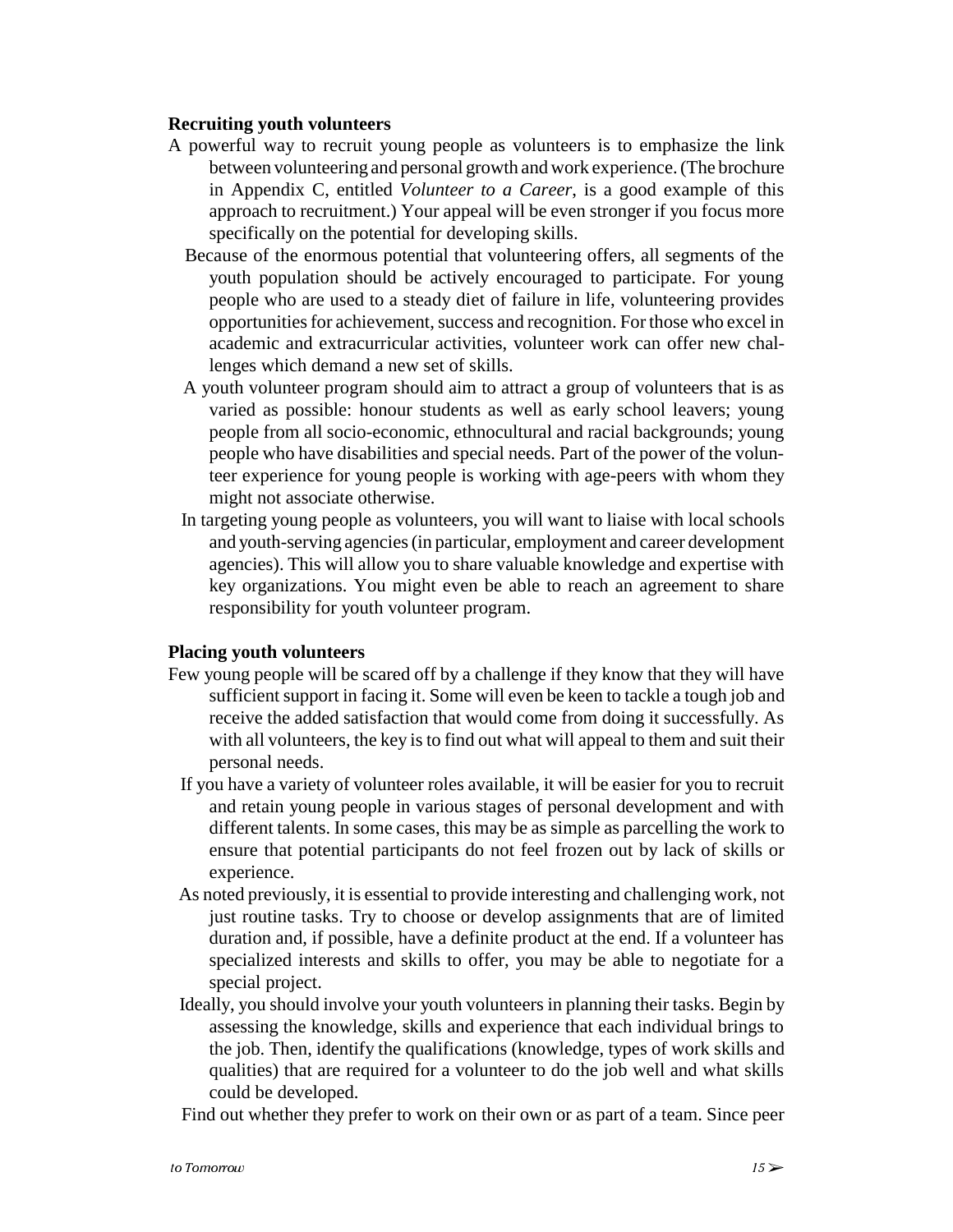**Recruiting youth volunteers**

A powerful way to recruit young people as volunteers is to emphasize the link between volunteering and personal growth and work experience. (The brochure in Appendix C, entitled *Volunteer to a Career*, is a good example of this approach to recruitment.) Your appeal will be even stronger if you focus more specifically on the potential for developing skills.

Because of the enormous potential that volunteering offers, all segments of the youth population should be actively encouraged to participate. For young people who are used to a steady diet of failure in life, volunteering provides opportunities for achievement, success and recognition. For those who excel in academic and extracurricular activities, volunteer work can offer new challenges which demand a new set of skills.

A youth volunteer program should aim to attract a group of volunteers that is as varied as possible: honour students as well as early school leavers; young people from all socio-economic, ethnocultural and racial backgrounds; young people who have disabilities and special needs. Part of the power of the volunteer experience for young people is working with age-peers with whom they might not associate otherwise.

In targeting young people as volunteers, you will want to liaise with local schools and youth-serving agencies (in particular, employment and career development agencies). This will allow you to share valuable knowledge and expertise with key organizations. You might even be able to reach an agreement to share responsibility for youth volunteer program.

**Placing youth volunteers**

Few young people will be scared off by a challenge if they know that they will have sufficient support in facing it. Some will even be keen to tackle a tough job and receive the added satisfaction that would come from doing it successfully. As with all volunteers, the key is to find out what will appeal to them and suit their personal needs.

If you have a variety of volunteer roles available, it will be easier for you to recruit and retain young people in various stages of personal development and with different talents. In some cases, this may be as simple as parcelling the work to ensure that potential participants do not feel frozen out by lack of skills or experience.

As noted previously, it is essential to provide interesting and challenging work, not just routine tasks. Try to choose or develop assignments that are of limited duration and, if possible, have a definite product at the end. If a volunteer has specialized interests and skills to offer, you may be able to negotiate for a special project.

Ideally, you should involve your youth volunteers in planning their tasks. Begin by assessing the knowledge, skills and experience that each individual brings to the job. Then, identify the qualifications (knowledge, types of work skills and qualities) that are required for a volunteer to do the job well and what skills could be developed.

Find out whether they prefer to work on their own or as part of a team. Since peer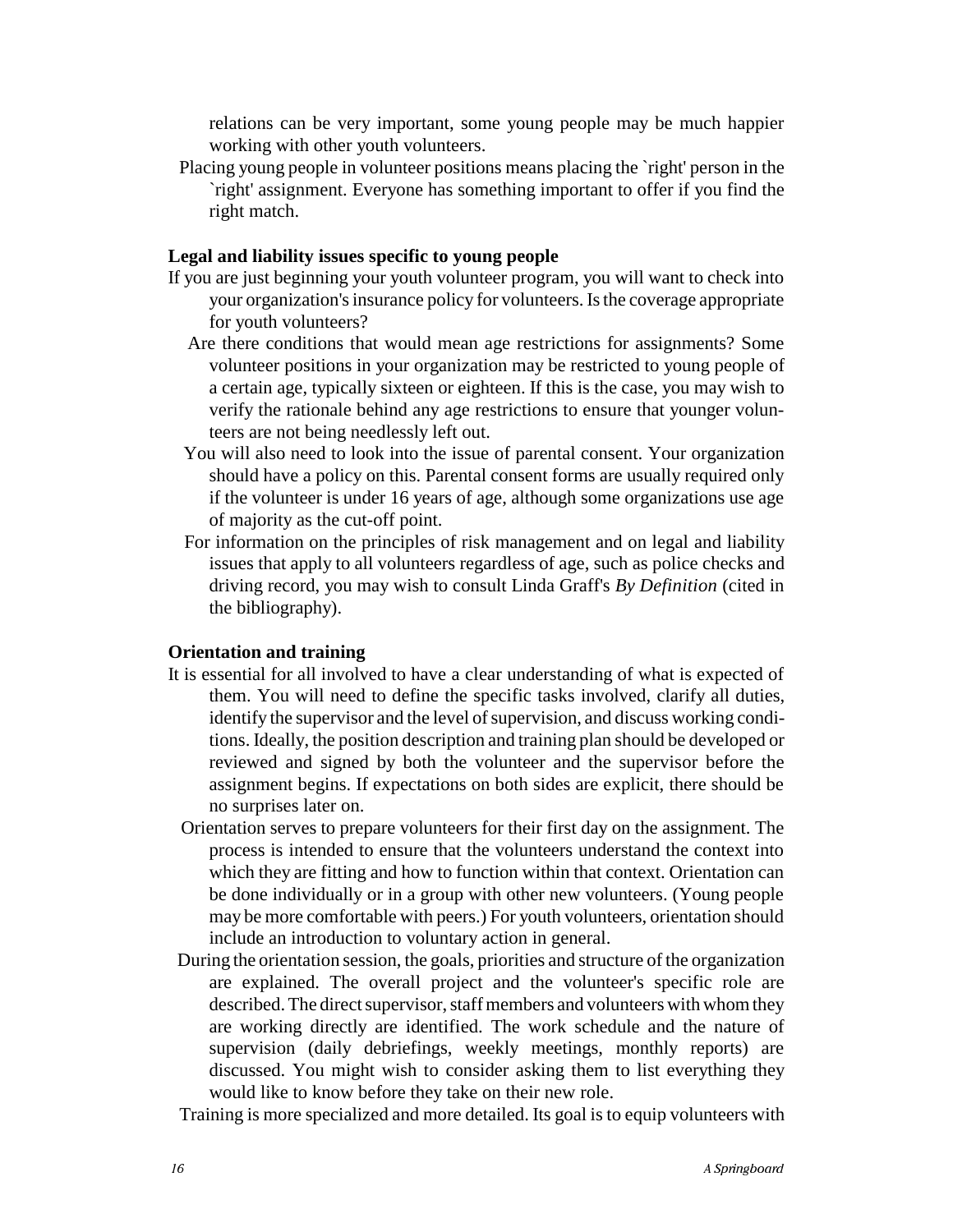relations can be very important, some young people may be much happier working with other youth volunteers.

Placing young people in volunteer positions means placing the `right' person in the `right' assignment. Everyone has something important to offer if you find the right match.

**Legal and liability issues specific to young people**

If you are just beginning your youth volunteer program, you will want to check into your organization's insurance policy for volunteers. Is the coverage appropriate for youth volunteers?

Are there conditions that would mean age restrictions for assignments? Some volunteer positions in your organization may be restricted to young people of a certain age, typically sixteen or eighteen. If this is the case, you may wish to verify the rationale behind any age restrictions to ensure that younger volunteers are not being needlessly left out.

You will also need to look into the issue of parental consent. Your organization should have a policy on this. Parental consent forms are usually required only if the volunteer is under 16 years of age, although some organizations use age of majority as the cut-off point.

For information on the principles of risk management and on legal and liability issues that apply to all volunteers regardless of age, such as police checks and driving record, you may wish to consult Linda Graff's *By Definition* (cited in the bibliography).

**Orientation and training**

It is essential for all involved to have a clear understanding of what is expected of them. You will need to define the specific tasks involved, clarify all duties, identify the supervisor and the level of supervision, and discuss working conditions. Ideally, the position description and training plan should be developed or reviewed and signed by both the volunteer and the supervisor before the assignment begins. If expectations on both sides are explicit, there should be no surprises later on.

Orientation serves to prepare volunteers for their first day on the assignment. The process is intended to ensure that the volunteers understand the context into which they are fitting and how to function within that context. Orientation can be done individually or in a group with other new volunteers. (Young people may be more comfortable with peers.) For youth volunteers, orientation should include an introduction to voluntary action in general.

During the orientation session, the goals, priorities and structure of the organization are explained. The overall project and the volunteer's specific role are described. The direct supervisor, staff members and volunteers with whom they are working directly are identified. The work schedule and the nature of supervision (daily debriefings, weekly meetings, monthly reports) are discussed. You might wish to consider asking them to list everything they would like to know before they take on their new role.

Training is more specialized and more detailed. Its goal is to equip volunteers with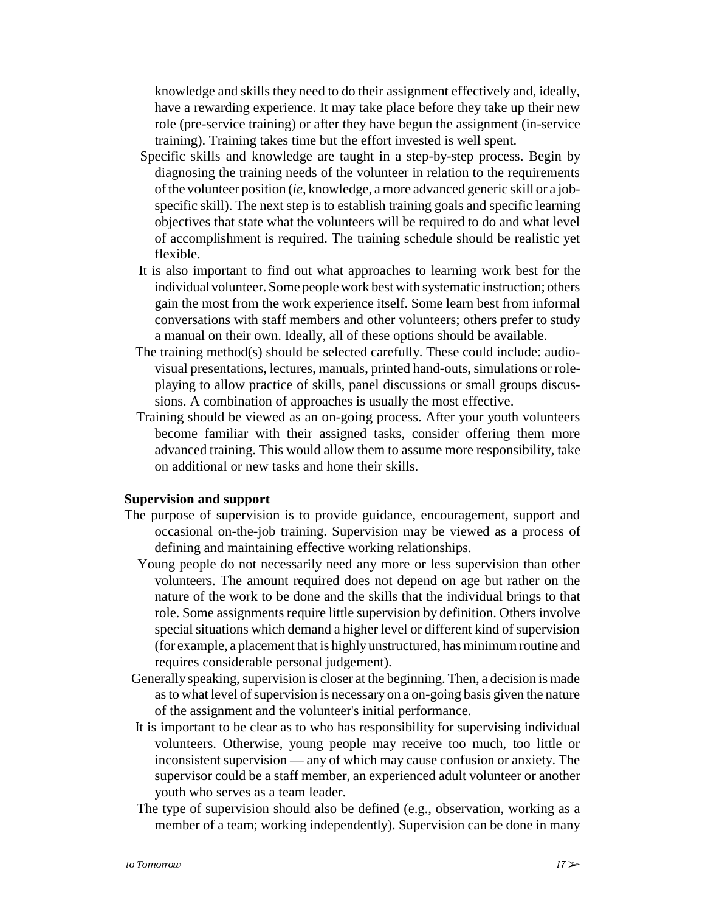knowledge and skills they need to do their assignment effectively and, ideally, have a rewarding experience. It may take place before they take up their new role (pre-service training) or after they have begun the assignment (in-service training). Training takes time but the effort invested is well spent.

Specific skills and knowledge are taught in a step-by-step process. Begin by diagnosing the training needs of the volunteer in relation to the requirements of the volunteer position (*ie*, knowledge, a more advanced generic skill or a job-specific skill). The next step is to establish training goals and specific learning objectives that state what the volunteers will be required to do and what level of accomplishment is required. The training schedule should be realistic yet flexible.

It is also important to find out what approaches to learning work best for the individual volunteer. Some people work best with systematic instruction; others gain the most from the work experience itself. Some learn best from informal conversations with staff members and other volunteers; others prefer to study a manual on their own. Ideally, all of these options should be available.

The training method(s) should be selected carefully. These could include: audio-visual presentations, lectures, manuals, printed hand-outs, simulations or role-playing to allow practice of skills, panel discussions or small groups discussions. A combination of approaches is usually the most effective.

Training should be viewed as an on-going process. After your youth volunteers become familiar with their assigned tasks, consider offering them more advanced training. This would allow them to assume more responsibility, take on additional or new tasks and hone their skills.

**Supervision and support**

The purpose of supervision is to provide guidance, encouragement, support and occasional on-the-job training. Supervision may be viewed as a process of defining and maintaining effective working relationships.

Young people do not necessarily need any more or less supervision than other volunteers. The amount required does not depend on age but rather on the nature of the work to be done and the skills that the individual brings to that role. Some assignments require little supervision by definition. Others involve special situations which demand a higher level or different kind of supervision (for example, a placement that is highly unstructured, has minimum routine and requires considerable personal judgement).

Generally speaking, supervision is closer at the beginning. Then, a decision is made as to what level of supervision is necessary on a on-going basis given the nature of the assignment and the volunteer's initial performance.

It is important to be clear as to who has responsibility for supervising individual volunteers. Otherwise, young people may receive too much, too little or inconsistent supervision — any of which may cause confusion or anxiety. The supervisor could be a staff member, an experienced adult volunteer or another youth who serves as a team leader.

The type of supervision should also be defined (e.g., observation, working as a member of a team; working independently). Supervision can be done in many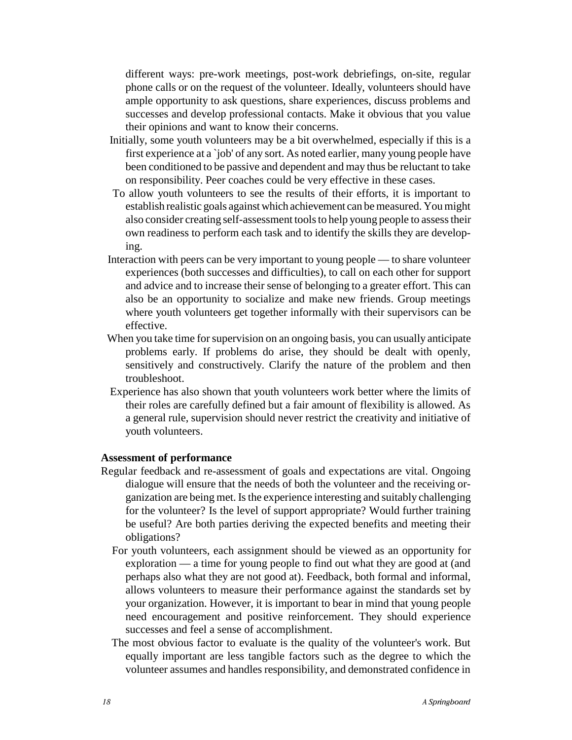different ways: pre-work meetings, post-work debriefings, on-site, regular phone calls or on the request of the volunteer. Ideally, volunteers should have ample opportunity to ask questions, share experiences, discuss problems and successes and develop professional contacts. Make it obvious that you value their opinions and want to know their concerns.

Initially, some youth volunteers may be a bit overwhelmed, especially if this is a first experience at a `job' of any sort. As noted earlier, many young people have been conditioned to be passive and dependent and may thus be reluctant to take on responsibility. Peer coaches could be very effective in these cases.

To allow youth volunteers to see the results of their efforts, it is important to establish realistic goals against which achievement can be measured. You might also consider creating self-assessment tools to help young people to assess their own readiness to perform each task and to identify the skills they are developing.

Interaction with peers can be very important to young people — to share volunteer experiences (both successes and difficulties), to call on each other for support and advice and to increase their sense of belonging to a greater effort. This can also be an opportunity to socialize and make new friends. Group meetings where youth volunteers get together informally with their supervisors can be effective.

When you take time for supervision on an ongoing basis, you can usually anticipate problems early. If problems do arise, they should be dealt with openly, sensitively and constructively. Clarify the nature of the problem and then troubleshoot.

Experience has also shown that youth volunteers work better where the limits of their roles are carefully defined but a fair amount of flexibility is allowed. As a general rule, supervision should never restrict the creativity and initiative of youth volunteers.

**Assessment of performance**

Regular feedback and re-assessment of goals and expectations are vital. Ongoing dialogue will ensure that the needs of both the volunteer and the receiving organization are being met. Is the experience interesting and suitably challenging for the volunteer? Is the level of support appropriate? Would further training be useful? Are both parties deriving the expected benefits and meeting their obligations?

For youth volunteers, each assignment should be viewed as an opportunity for exploration — a time for young people to find out what they are good at (and perhaps also what they are not good at). Feedback, both formal and informal, allows volunteers to measure their performance against the standards set by your organization. However, it is important to bear in mind that young people need encouragement and positive reinforcement. They should experience successes and feel a sense of accomplishment.

The most obvious factor to evaluate is the quality of the volunteer's work. But equally important are less tangible factors such as the degree to which the volunteer assumes and handles responsibility, and demonstrated confidence in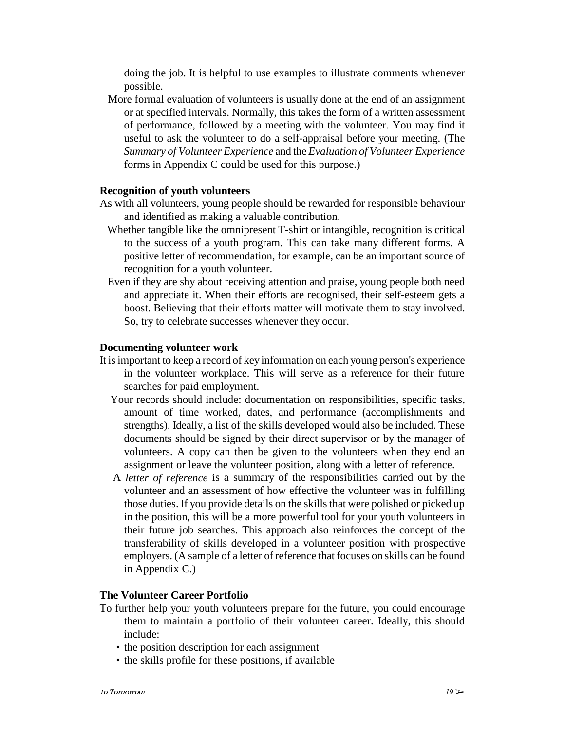doing the job. It is helpful to use examples to illustrate comments whenever possible.

More formal evaluation of volunteers is usually done at the end of an assignment or at specified intervals. Normally, this takes the form of a written assessment of performance, followed by a meeting with the volunteer. You may find it useful to ask the volunteer to do a self-appraisal before your meeting. (The *Summary of Volunteer Experience* and the *Evaluation of Volunteer Experience* forms in Appendix C could be used for this purpose.)

**Recognition of youth volunteers**

As with all volunteers, young people should be rewarded for responsible behaviour and identified as making a valuable contribution.

Whether tangible like the omnipresent T-shirt or intangible, recognition is critical to the success of a youth program. This can take many different forms. A positive letter of recommendation, for example, can be an important source of recognition for a youth volunteer.

Even if they are shy about receiving attention and praise, young people both need and appreciate it. When their efforts are recognised, their self-esteem gets a boost. Believing that their efforts matter will motivate them to stay involved. So, try to celebrate successes whenever they occur.

**Documenting volunteer work**

It is important to keep a record of key information on each young person's experience in the volunteer workplace. This will serve as a reference for their future searches for paid employment.

Your records should include: documentation on responsibilities, specific tasks, amount of time worked, dates, and performance (accomplishments and strengths). Ideally, a list of the skills developed would also be included. These documents should be signed by their direct supervisor or by the manager of volunteers. A copy can then be given to the volunteers when they end an assignment or leave the volunteer position, along with a letter of reference.

A *letter of reference* is a summary of the responsibilities carried out by the volunteer and an assessment of how effective the volunteer was in fulfilling those duties. If you provide details on the skills that were polished or picked up in the position, this will be a more powerful tool for your youth volunteers in their future job searches. This approach also reinforces the concept of the transferability of skills developed in a volunteer position with prospective employers. (A sample of a letter of reference that focuses on skills can be found in Appendix C.)

**The Volunteer Career Portfolio**

To further help your youth volunteers prepare for the future, you could encourage them to maintain a portfolio of their volunteer career. Ideally, this should include:

- the position description for each assignment
- the skills profile for these positions, if available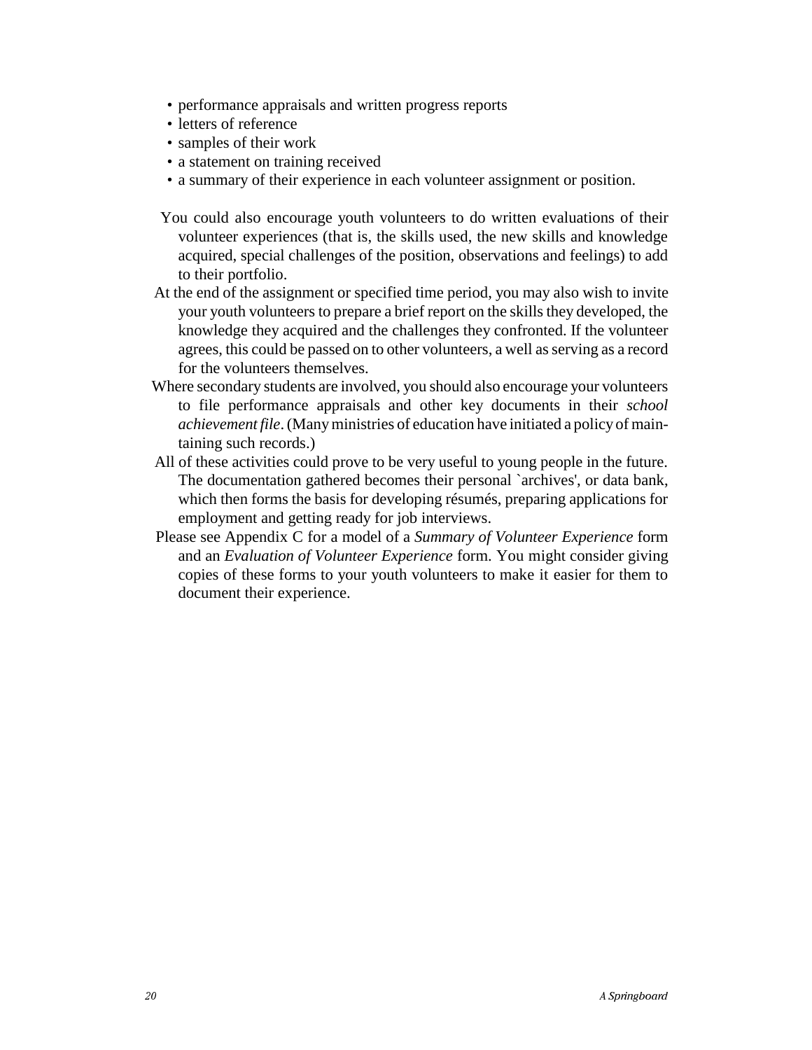- performance appraisals and written progress reports
- letters of reference
- samples of their work
- a statement on training received
- a summary of their experience in each volunteer assignment or position.

You could also encourage youth volunteers to do written evaluations of their volunteer experiences (that is, the skills used, the new skills and knowledge acquired, special challenges of the position, observations and feelings) to add to their portfolio.

At the end of the assignment or specified time period, you may also wish to invite your youth volunteers to prepare a brief report on the skills they developed, the knowledge they acquired and the challenges they confronted. If the volunteer agrees, this could be passed on to other volunteers, a well as serving as a record for the volunteers themselves.

Where secondary students are involved, you should also encourage your volunteers to file performance appraisals and other key documents in their *school achievement file*. (Many ministries of education have initiated a policy of maintaining such records.)

All of these activities could prove to be very useful to young people in the future. The documentation gathered becomes their personal `archives', or data bank, which then forms the basis for developing résumés, preparing applications for employment and getting ready for job interviews.

Please see Appendix C for a model of a *Summary of Volunteer Experience* form and an *Evaluation of Volunteer Experience* form. You might consider giving copies of these forms to your youth volunteers to make it easier for them to document their experience.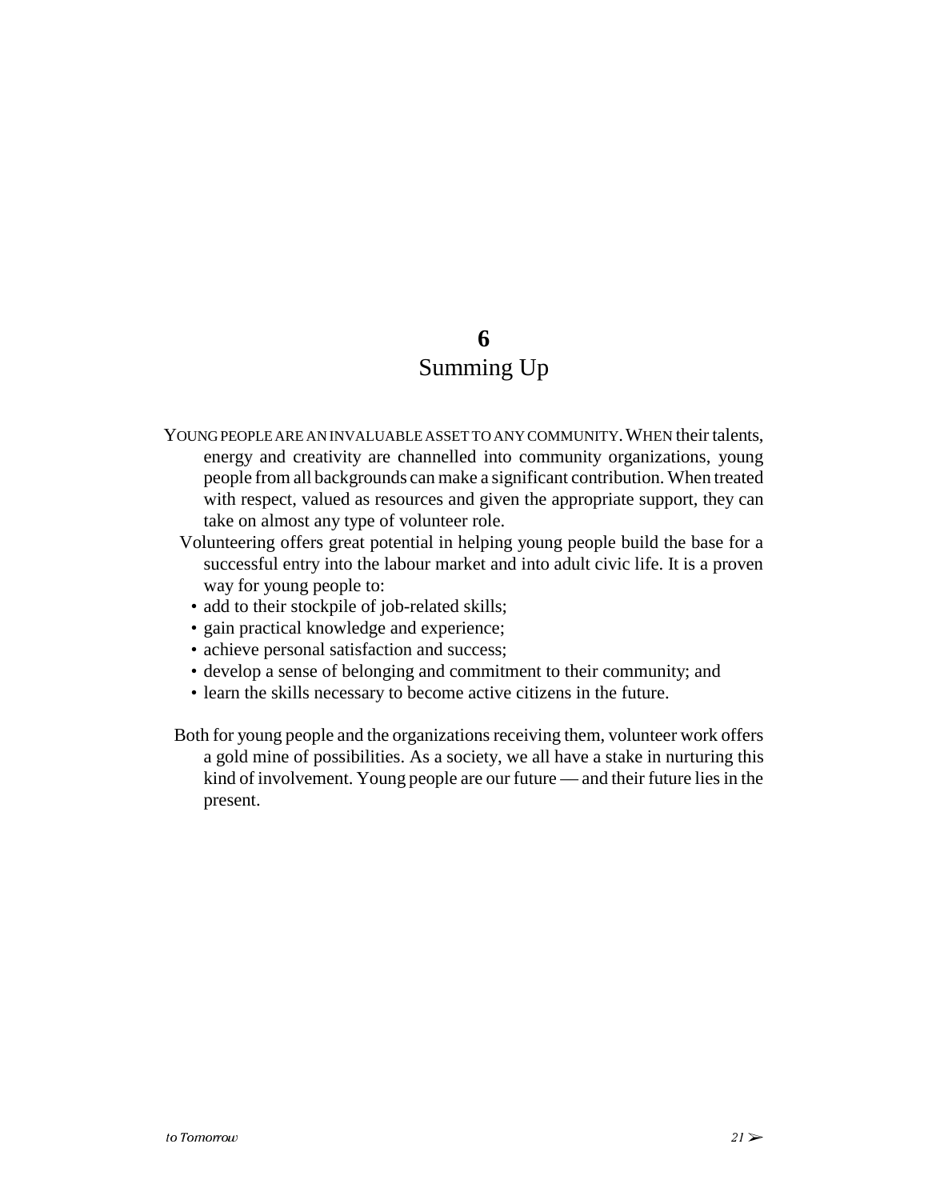# 6
# Summing Up

YOUNG PEOPLE ARE AN INVALUABLE ASSET TO ANY COMMUNITY. WHEN their talents, energy and creativity are channelled into community organizations, young people from all backgrounds can make a significant contribution. When treated with respect, valued as resources and given the appropriate support, they can take on almost any type of volunteer role.

Volunteering offers great potential in helping young people build the base for a successful entry into the labour market and into adult civic life. It is a proven way for young people to:

- add to their stockpile of job-related skills;
- gain practical knowledge and experience;
- achieve personal satisfaction and success;
- develop a sense of belonging and commitment to their community; and
- learn the skills necessary to become active citizens in the future.

Both for young people and the organizations receiving them, volunteer work offers a gold mine of possibilities. As a society, we all have a stake in nurturing this kind of involvement. Young people are our future — and their future lies in the present.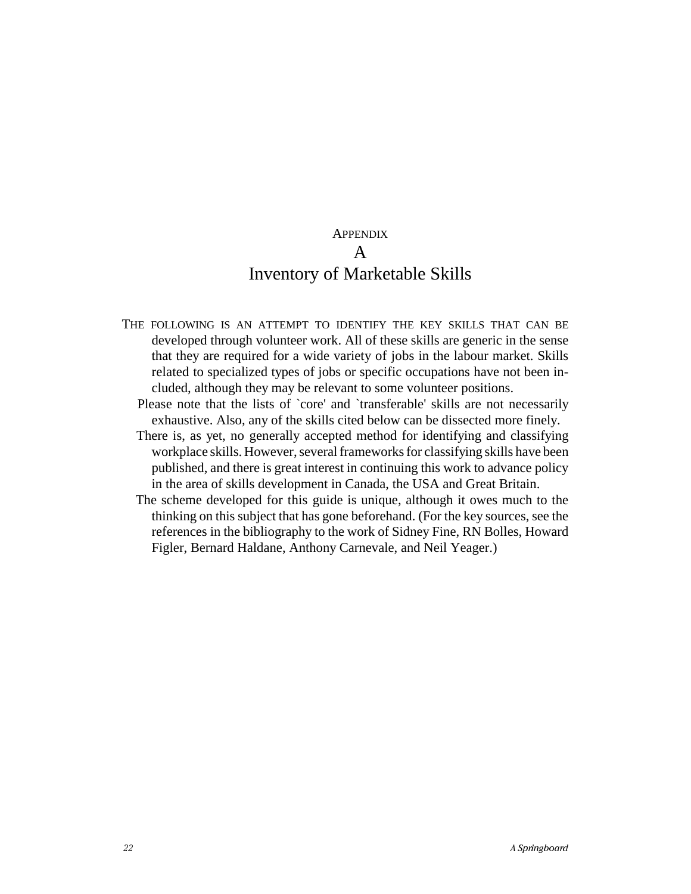# Appendix A
# Inventory of Marketable Skills

THE FOLLOWING IS AN ATTEMPT TO IDENTIFY THE KEY SKILLS THAT CAN BE developed through volunteer work. All of these skills are generic in the sense that they are required for a wide variety of jobs in the labour market. Skills related to specialized types of jobs or specific occupations have not been included, although they may be relevant to some volunteer positions.

Please note that the lists of `core' and `transferable' skills are not necessarily exhaustive. Also, any of the skills cited below can be dissected more finely.

There is, as yet, no generally accepted method for identifying and classifying workplace skills. However, several frameworks for classifying skills have been published, and there is great interest in continuing this work to advance policy in the area of skills development in Canada, the USA and Great Britain.

The scheme developed for this guide is unique, although it owes much to the thinking on this subject that has gone beforehand. (For the key sources, see the references in the bibliography to the work of Sidney Fine, RN Bolles, Howard Figler, Bernard Haldane, Anthony Carnevale, and Neil Yeager.)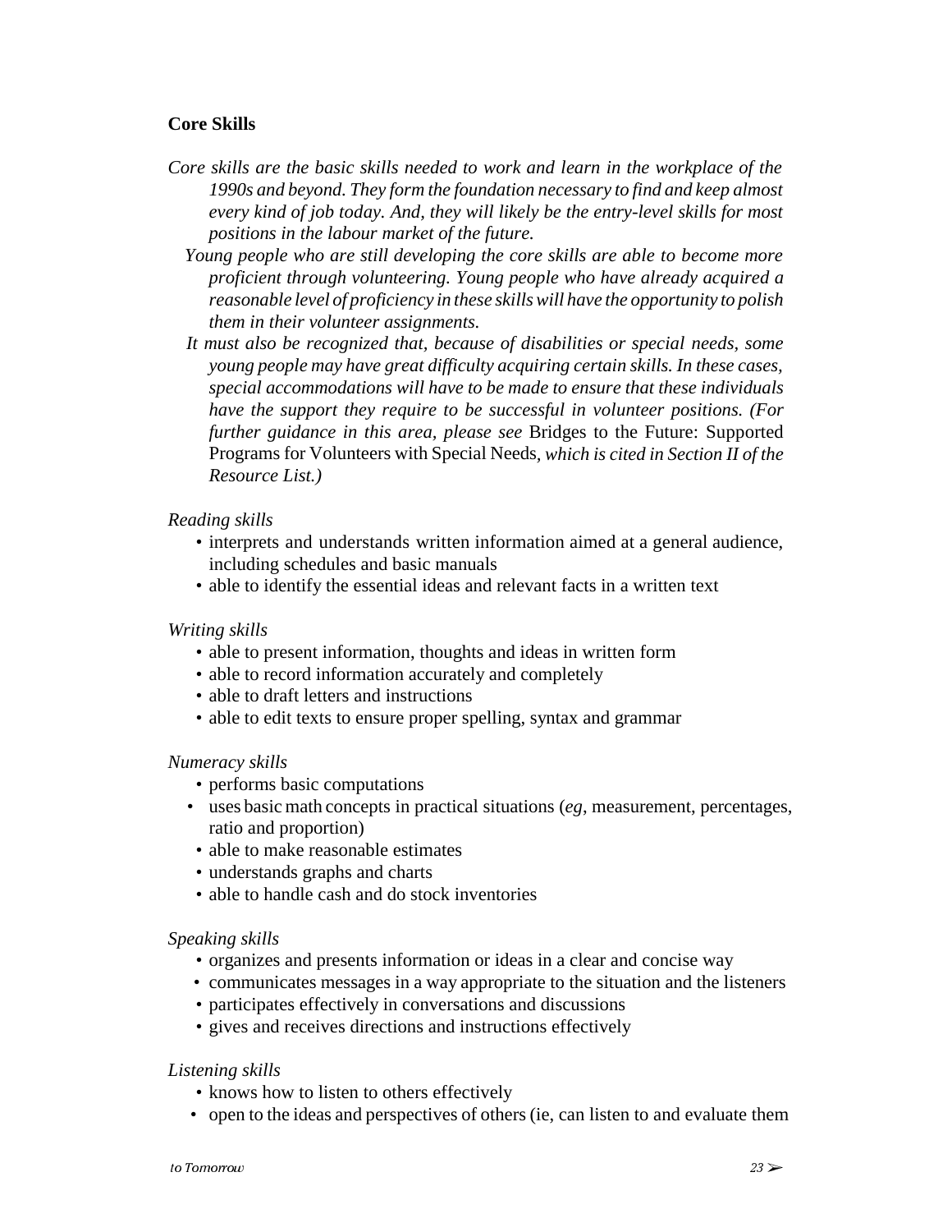**Core Skills**

*Core skills are the basic skills needed to work and learn in the workplace of the 1990s and beyond. They form the foundation necessary to find and keep almost every kind of job today. And, they will likely be the entry-level skills for most positions in the labour market of the future.*

*Young people who are still developing the core skills are able to become more proficient through volunteering. Young people who have already acquired a reasonable level of proficiency in these skills will have the opportunity to polish them in their volunteer assignments.*

*It must also be recognized that, because of disabilities or special needs, some young people may have great difficulty acquiring certain skills. In these cases, special accommodations will have to be made to ensure that these individuals have the support they require to be successful in volunteer positions. (For further guidance in this area, please see* Bridges to the Future: Supported Programs for Volunteers with Special Needs, *which is cited in Section II of the Resource List.)*

*Reading skills*

- interprets and understands written information aimed at a general audience, including schedules and basic manuals
- able to identify the essential ideas and relevant facts in a written text

*Writing skills*

- able to present information, thoughts and ideas in written form
- able to record information accurately and completely
- able to draft letters and instructions
- able to edit texts to ensure proper spelling, syntax and grammar

*Numeracy skills*

- performs basic computations
- uses basic math concepts in practical situations (*eg*, measurement, percentages, ratio and proportion)
- able to make reasonable estimates
- understands graphs and charts
- able to handle cash and do stock inventories

*Speaking skills*

- organizes and presents information or ideas in a clear and concise way
- communicates messages in a way appropriate to the situation and the listeners
- participates effectively in conversations and discussions
- gives and receives directions and instructions effectively

*Listening skills*

- knows how to listen to others effectively
- open to the ideas and perspectives of others (ie, can listen to and evaluate them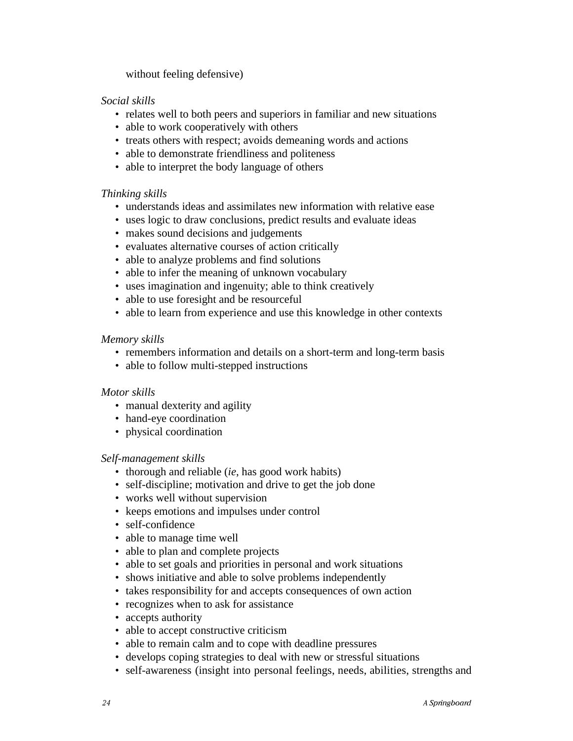without feeling defensive)

*Social skills*

- relates well to both peers and superiors in familiar and new situations
- able to work cooperatively with others
- treats others with respect; avoids demeaning words and actions
- able to demonstrate friendliness and politeness
- able to interpret the body language of others

*Thinking skills*

- understands ideas and assimilates new information with relative ease
- uses logic to draw conclusions, predict results and evaluate ideas
- makes sound decisions and judgements
- evaluates alternative courses of action critically
- able to analyze problems and find solutions
- able to infer the meaning of unknown vocabulary
- uses imagination and ingenuity; able to think creatively
- able to use foresight and be resourceful
- able to learn from experience and use this knowledge in other contexts

*Memory skills*

- remembers information and details on a short-term and long-term basis
- able to follow multi-stepped instructions

*Motor skills*

- manual dexterity and agility
- hand-eye coordination
- physical coordination

*Self-management skills*

- thorough and reliable (*ie*, has good work habits)
- self-discipline; motivation and drive to get the job done
- works well without supervision
- keeps emotions and impulses under control
- self-confidence
- able to manage time well
- able to plan and complete projects
- able to set goals and priorities in personal and work situations
- shows initiative and able to solve problems independently
- takes responsibility for and accepts consequences of own action
- recognizes when to ask for assistance
- accepts authority
- able to accept constructive criticism
- able to remain calm and to cope with deadline pressures
- develops coping strategies to deal with new or stressful situations
- self-awareness (insight into personal feelings, needs, abilities, strengths and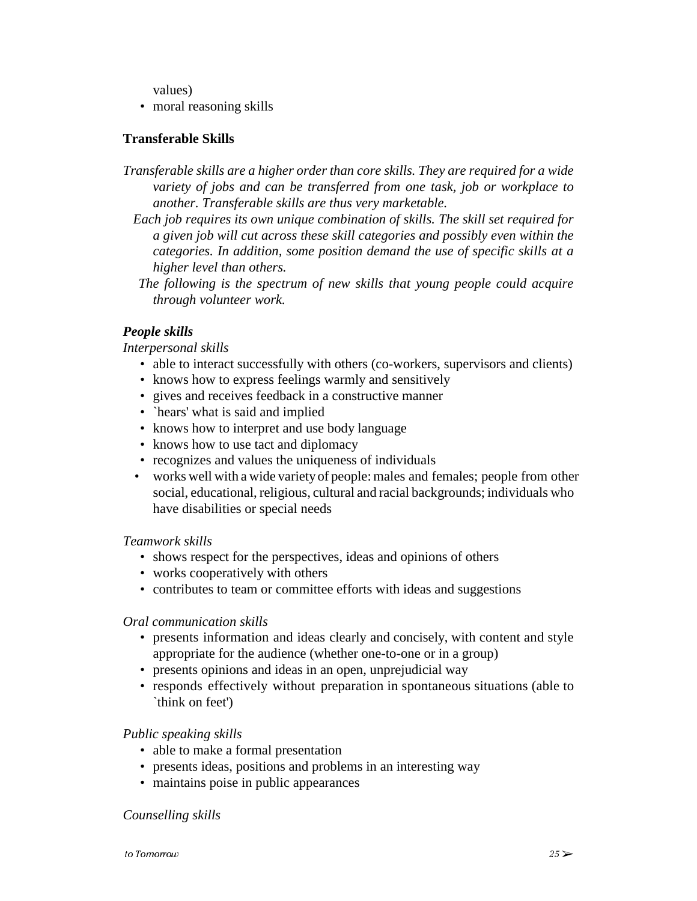values)

- moral reasoning skills

## Transferable Skills

*Transferable skills are a higher order than core skills. They are required for a wide variety of jobs and can be transferred from one task, job or workplace to another. Transferable skills are thus very marketable.*

*Each job requires its own unique combination of skills. The skill set required for a given job will cut across these skill categories and possibly even within the categories. In addition, some position demand the use of specific skills at a higher level than others.*

*The following is the spectrum of new skills that young people could acquire through volunteer work.*

### *People skills*

*Interpersonal skills*

- able to interact successfully with others (co-workers, supervisors and clients)
- knows how to express feelings warmly and sensitively
- gives and receives feedback in a constructive manner
- `hears' what is said and implied
- knows how to interpret and use body language
- knows how to use tact and diplomacy
- recognizes and values the uniqueness of individuals
- works well with a wide variety of people: males and females; people from other social, educational, religious, cultural and racial backgrounds; individuals who have disabilities or special needs

*Teamwork skills*

- shows respect for the perspectives, ideas and opinions of others
- works cooperatively with others
- contributes to team or committee efforts with ideas and suggestions

*Oral communication skills*

- presents information and ideas clearly and concisely, with content and style appropriate for the audience (whether one-to-one or in a group)
- presents opinions and ideas in an open, unprejudicial way
- responds effectively without preparation in spontaneous situations (able to `think on feet')

*Public speaking skills*

- able to make a formal presentation
- presents ideas, positions and problems in an interesting way
- maintains poise in public appearances

*Counselling skills*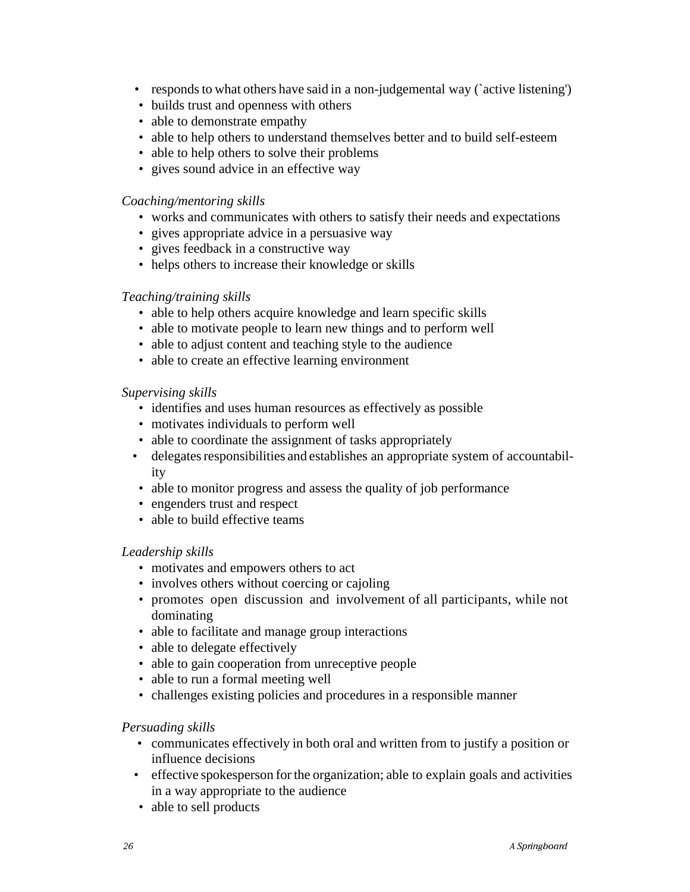- responds to what others have said in a non-judgemental way (`active listening')
- builds trust and openness with others
- able to demonstrate empathy
- able to help others to understand themselves better and to build self-esteem
- able to help others to solve their problems
- gives sound advice in an effective way

*Coaching/mentoring skills*

- works and communicates with others to satisfy their needs and expectations
- gives appropriate advice in a persuasive way
- gives feedback in a constructive way
- helps others to increase their knowledge or skills

*Teaching/training skills*

- able to help others acquire knowledge and learn specific skills
- able to motivate people to learn new things and to perform well
- able to adjust content and teaching style to the audience
- able to create an effective learning environment

*Supervising skills*

- identifies and uses human resources as effectively as possible
- motivates individuals to perform well
- able to coordinate the assignment of tasks appropriately
- delegates responsibilities and establishes an appropriate system of accountability
- able to monitor progress and assess the quality of job performance
- engenders trust and respect
- able to build effective teams

*Leadership skills*

- motivates and empowers others to act
- involves others without coercing or cajoling
- promotes open discussion and involvement of all participants, while not dominating
- able to facilitate and manage group interactions
- able to delegate effectively
- able to gain cooperation from unreceptive people
- able to run a formal meeting well
- challenges existing policies and procedures in a responsible manner

*Persuading skills*

- communicates effectively in both oral and written from to justify a position or influence decisions
- effective spokesperson for the organization; able to explain goals and activities in a way appropriate to the audience
- able to sell products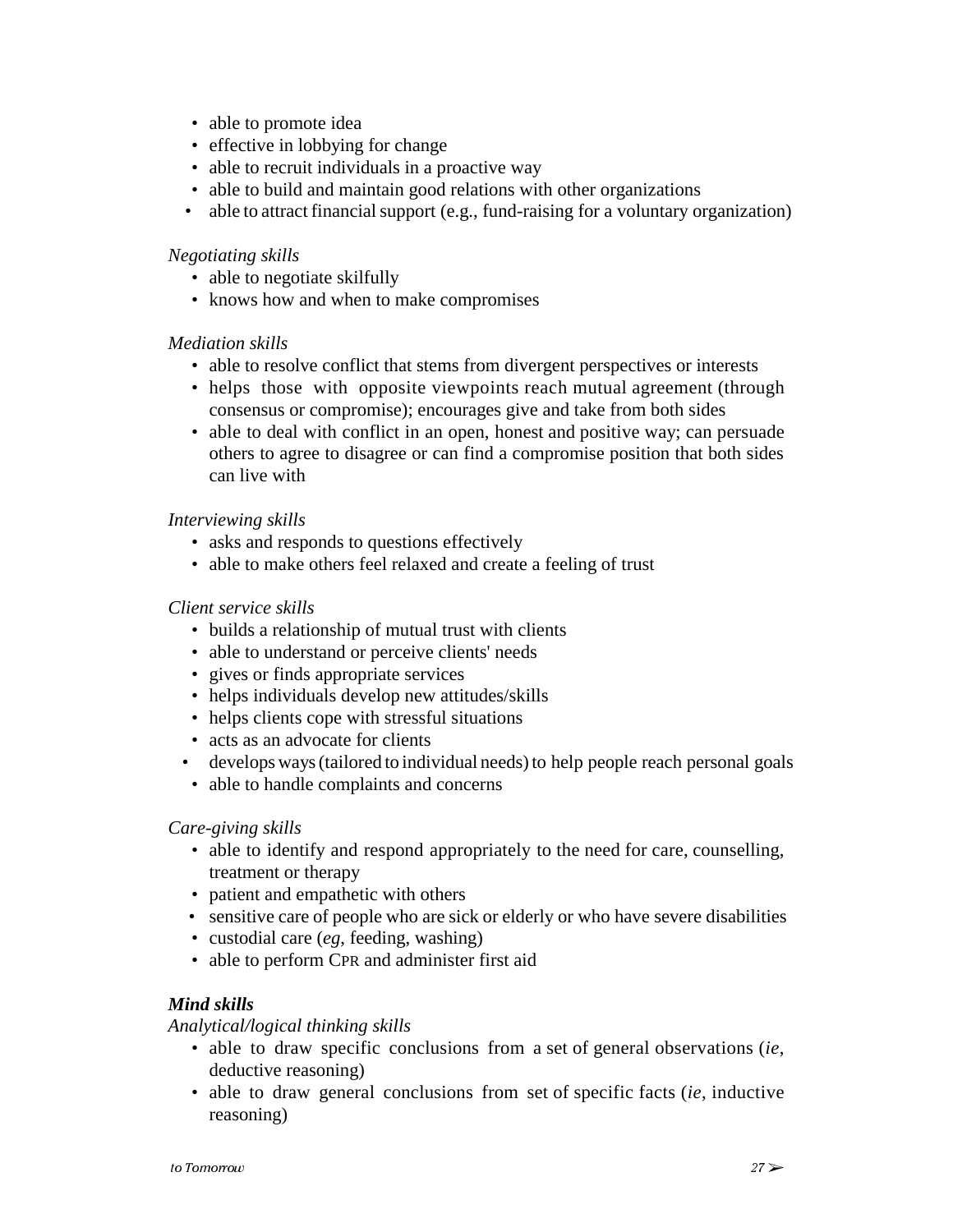- able to promote idea
- effective in lobbying for change
- able to recruit individuals in a proactive way
- able to build and maintain good relations with other organizations
- able to attract financial support (e.g., fund-raising for a voluntary organization)

*Negotiating skills*

- able to negotiate skilfully
- knows how and when to make compromises

*Mediation skills*

- able to resolve conflict that stems from divergent perspectives or interests
- helps those with opposite viewpoints reach mutual agreement (through consensus or compromise); encourages give and take from both sides
- able to deal with conflict in an open, honest and positive way; can persuade others to agree to disagree or can find a compromise position that both sides can live with

*Interviewing skills*

- asks and responds to questions effectively
- able to make others feel relaxed and create a feeling of trust

*Client service skills*

- builds a relationship of mutual trust with clients
- able to understand or perceive clients' needs
- gives or finds appropriate services
- helps individuals develop new attitudes/skills
- helps clients cope with stressful situations
- acts as an advocate for clients
- develops ways (tailored to individual needs) to help people reach personal goals
- able to handle complaints and concerns

*Care-giving skills*

- able to identify and respond appropriately to the need for care, counselling, treatment or therapy
- patient and empathetic with others
- sensitive care of people who are sick or elderly or who have severe disabilities
- custodial care (*eg*, feeding, washing)
- able to perform CPR and administer first aid

***Mind skills***

*Analytical/logical thinking skills*

- able to draw specific conclusions from a set of general observations (*ie*, deductive reasoning)
- able to draw general conclusions from set of specific facts (*ie*, inductive reasoning)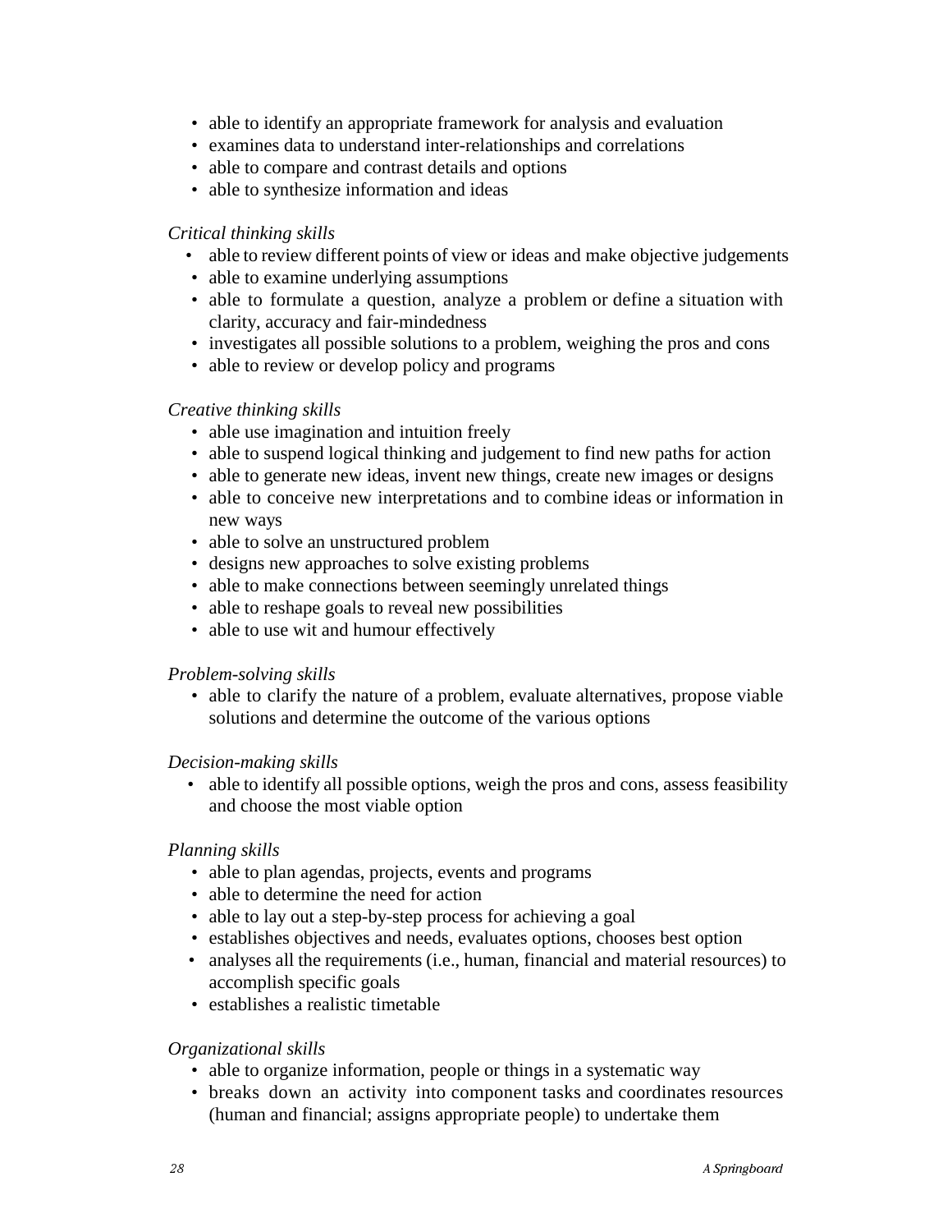- able to identify an appropriate framework for analysis and evaluation
- examines data to understand inter-relationships and correlations
- able to compare and contrast details and options
- able to synthesize information and ideas

*Critical thinking skills*

- able to review different points of view or ideas and make objective judgements
- able to examine underlying assumptions
- able to formulate a question, analyze a problem or define a situation with clarity, accuracy and fair-mindedness
- investigates all possible solutions to a problem, weighing the pros and cons
- able to review or develop policy and programs

*Creative thinking skills*

- able use imagination and intuition freely
- able to suspend logical thinking and judgement to find new paths for action
- able to generate new ideas, invent new things, create new images or designs
- able to conceive new interpretations and to combine ideas or information in new ways
- able to solve an unstructured problem
- designs new approaches to solve existing problems
- able to make connections between seemingly unrelated things
- able to reshape goals to reveal new possibilities
- able to use wit and humour effectively

*Problem-solving skills*

- able to clarify the nature of a problem, evaluate alternatives, propose viable solutions and determine the outcome of the various options

*Decision-making skills*

- able to identify all possible options, weigh the pros and cons, assess feasibility and choose the most viable option

*Planning skills*

- able to plan agendas, projects, events and programs
- able to determine the need for action
- able to lay out a step-by-step process for achieving a goal
- establishes objectives and needs, evaluates options, chooses best option
- analyses all the requirements (i.e., human, financial and material resources) to accomplish specific goals
- establishes a realistic timetable

*Organizational skills*

- able to organize information, people or things in a systematic way
- breaks down an activity into component tasks and coordinates resources (human and financial; assigns appropriate people) to undertake them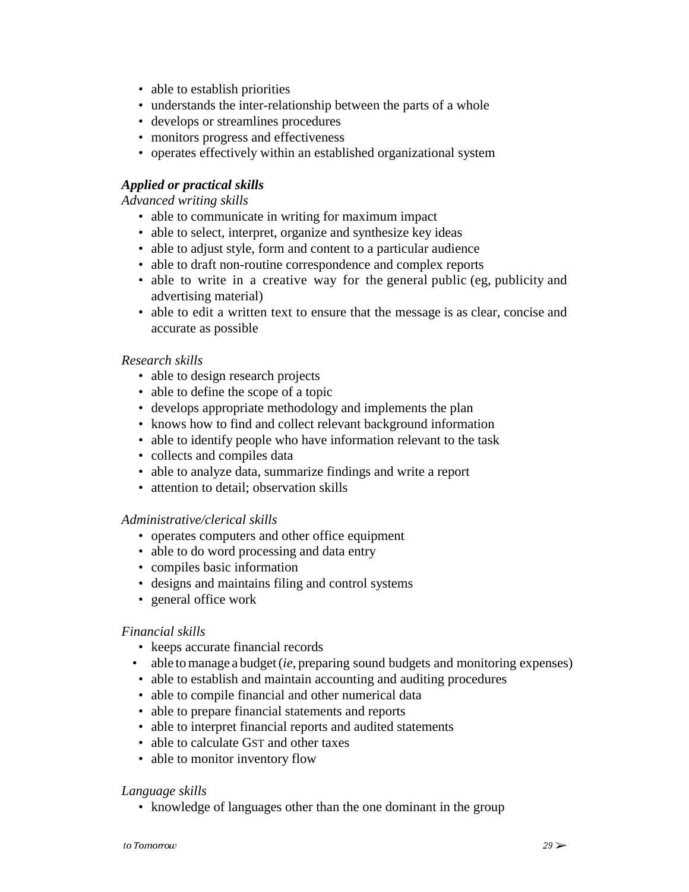- able to establish priorities
- understands the inter-relationship between the parts of a whole
- develops or streamlines procedures
- monitors progress and effectiveness
- operates effectively within an established organizational system

***Applied or practical skills***

*Advanced writing skills*

- able to communicate in writing for maximum impact
- able to select, interpret, organize and synthesize key ideas
- able to adjust style, form and content to a particular audience
- able to draft non-routine correspondence and complex reports
- able to write in a creative way for the general public (eg, publicity and advertising material)
- able to edit a written text to ensure that the message is as clear, concise and accurate as possible

*Research skills*

- able to design research projects
- able to define the scope of a topic
- develops appropriate methodology and implements the plan
- knows how to find and collect relevant background information
- able to identify people who have information relevant to the task
- collects and compiles data
- able to analyze data, summarize findings and write a report
- attention to detail; observation skills

*Administrative/clerical skills*

- operates computers and other office equipment
- able to do word processing and data entry
- compiles basic information
- designs and maintains filing and control systems
- general office work

*Financial skills*

- keeps accurate financial records
- able to manage a budget (*ie*, preparing sound budgets and monitoring expenses)
- able to establish and maintain accounting and auditing procedures
- able to compile financial and other numerical data
- able to prepare financial statements and reports
- able to interpret financial reports and audited statements
- able to calculate GST and other taxes
- able to monitor inventory flow

*Language skills*

- knowledge of languages other than the one dominant in the group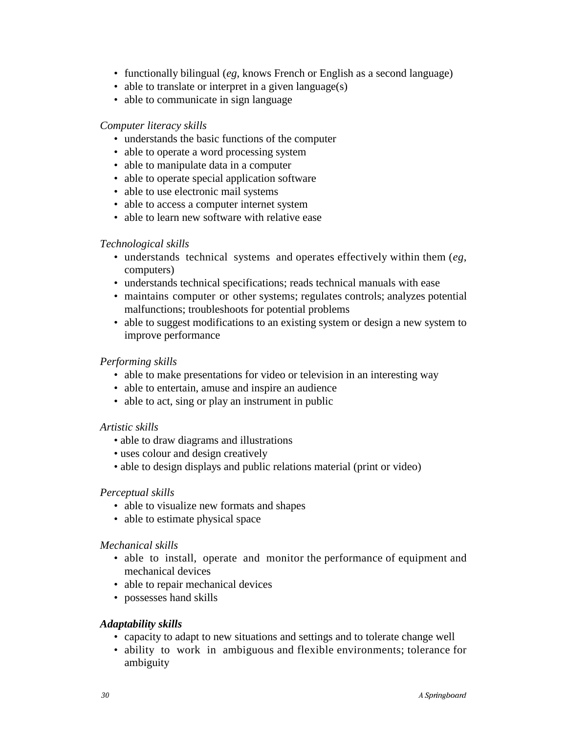- functionally bilingual (*eg*, knows French or English as a second language)
- able to translate or interpret in a given language(s)
- able to communicate in sign language

*Computer literacy skills*

- understands the basic functions of the computer
- able to operate a word processing system
- able to manipulate data in a computer
- able to operate special application software
- able to use electronic mail systems
- able to access a computer internet system
- able to learn new software with relative ease

*Technological skills*

- understands technical systems and operates effectively within them (*eg*, computers)
- understands technical specifications; reads technical manuals with ease
- maintains computer or other systems; regulates controls; analyzes potential malfunctions; troubleshoots for potential problems
- able to suggest modifications to an existing system or design a new system to improve performance

*Performing skills*

- able to make presentations for video or television in an interesting way
- able to entertain, amuse and inspire an audience
- able to act, sing or play an instrument in public

*Artistic skills*

- able to draw diagrams and illustrations
- uses colour and design creatively
- able to design displays and public relations material (print or video)

*Perceptual skills*

- able to visualize new formats and shapes
- able to estimate physical space

*Mechanical skills*

- able to install, operate and monitor the performance of equipment and mechanical devices
- able to repair mechanical devices
- possesses hand skills

***Adaptability skills***

- capacity to adapt to new situations and settings and to tolerate change well
- ability to work in ambiguous and flexible environments; tolerance for ambiguity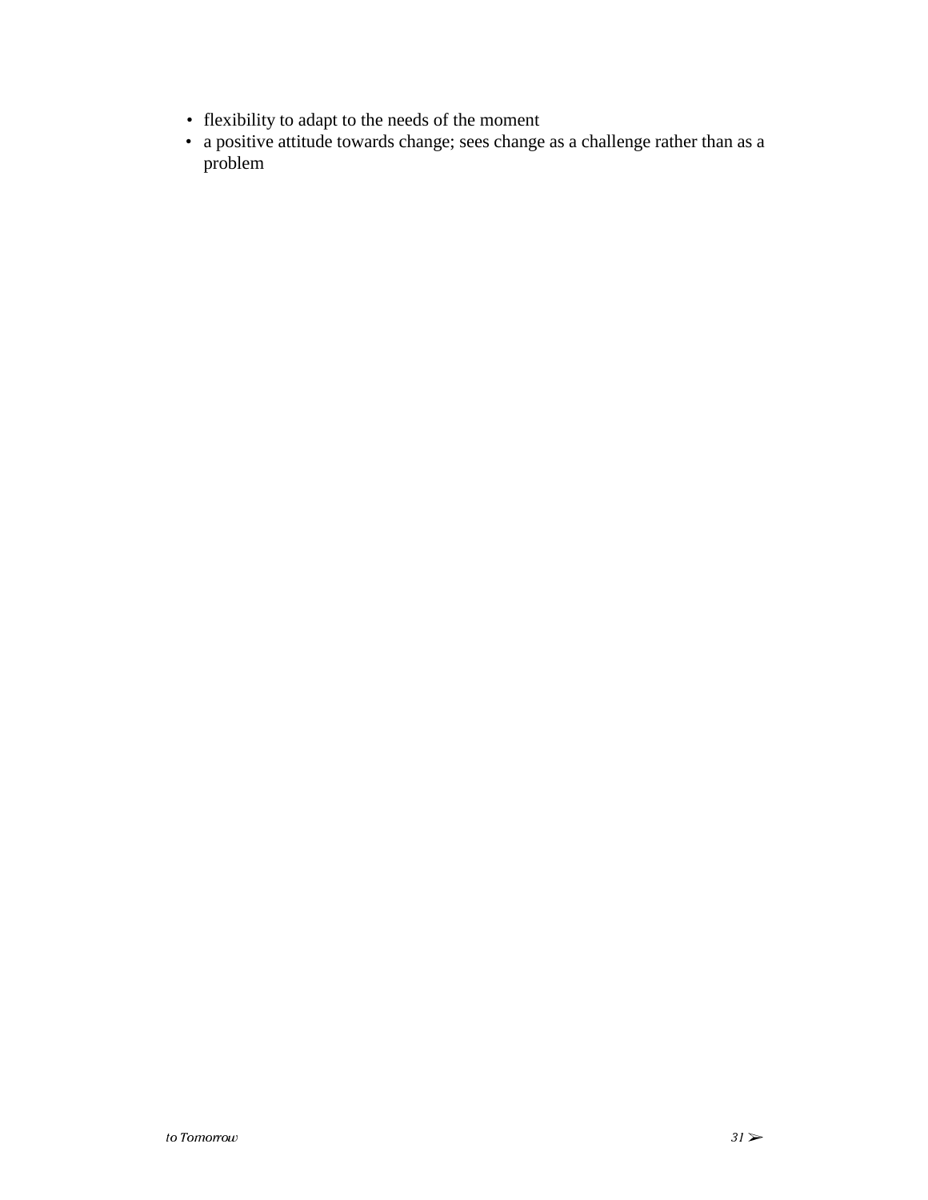- flexibility to adapt to the needs of the moment
- a positive attitude towards change; sees change as a challenge rather than as a problem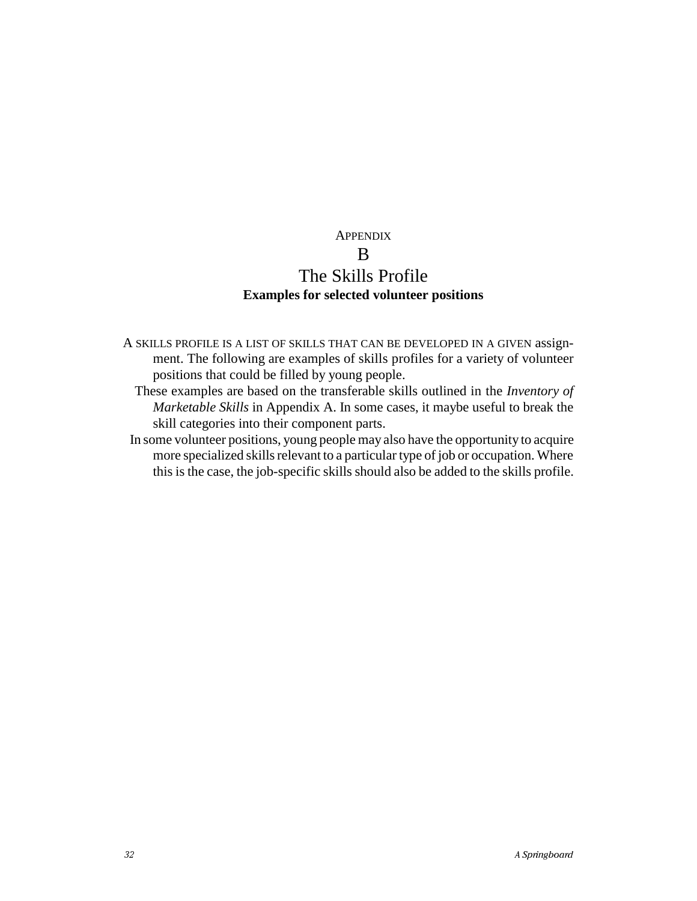# Appendix B
# The Skills Profile
**Examples for selected volunteer positions**

A skills profile is a list of skills that can be developed in a given assignment. The following are examples of skills profiles for a variety of volunteer positions that could be filled by young people.

These examples are based on the transferable skills outlined in the *Inventory of Marketable Skills* in Appendix A. In some cases, it maybe useful to break the skill categories into their component parts.

In some volunteer positions, young people may also have the opportunity to acquire more specialized skills relevant to a particular type of job or occupation. Where this is the case, the job-specific skills should also be added to the skills profile.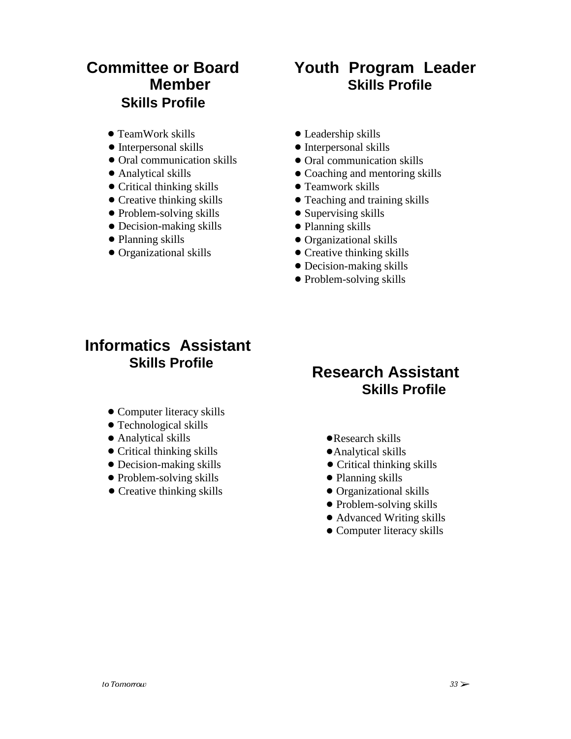## Committee or Board Member

### Skills Profile

- TeamWork skills
- Interpersonal skills
- Oral communication skills
- Analytical skills
- Critical thinking skills
- Creative thinking skills
- Problem-solving skills
- Decision-making skills
- Planning skills
- Organizational skills

## Youth Program Leader

### Skills Profile

- Leadership skills
- Interpersonal skills
- Oral communication skills
- Coaching and mentoring skills
- Teamwork skills
- Teaching and training skills
- Supervising skills
- Planning skills
- Organizational skills
- Creative thinking skills
- Decision-making skills
- Problem-solving skills

## Informatics Assistant

### Skills Profile

- Computer literacy skills
- Technological skills
- Analytical skills
- Critical thinking skills
- Decision-making skills
- Problem-solving skills
- Creative thinking skills

## Research Assistant

### Skills Profile

- Research skills
- Analytical skills
- Critical thinking skills
- Planning skills
- Organizational skills
- Problem-solving skills
- Advanced Writing skills
- Computer literacy skills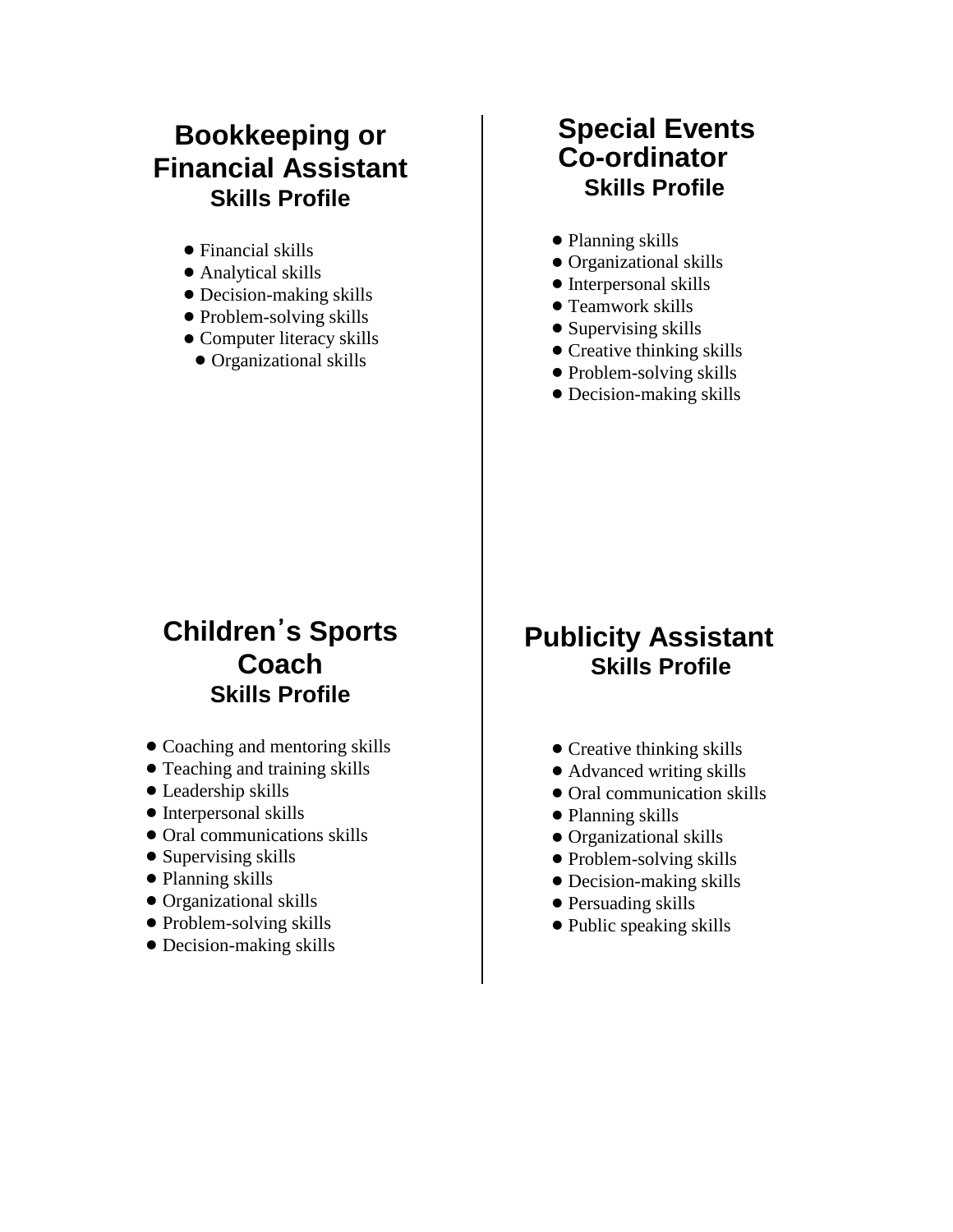## Bookkeeping or Financial Assistant
### Skills Profile

- Financial skills
- Analytical skills
- Decision-making skills
- Problem-solving skills
- Computer literacy skills
- Organizational skills

## Special Events Co-ordinator
### Skills Profile

- Planning skills
- Organizational skills
- Interpersonal skills
- Teamwork skills
- Supervising skills
- Creative thinking skills
- Problem-solving skills
- Decision-making skills

## Children's Sports Coach
### Skills Profile

- Coaching and mentoring skills
- Teaching and training skills
- Leadership skills
- Interpersonal skills
- Oral communications skills
- Supervising skills
- Planning skills
- Organizational skills
- Problem-solving skills
- Decision-making skills

## Publicity Assistant
### Skills Profile

- Creative thinking skills
- Advanced writing skills
- Oral communication skills
- Planning skills
- Organizational skills
- Problem-solving skills
- Decision-making skills
- Persuading skills
- Public speaking skills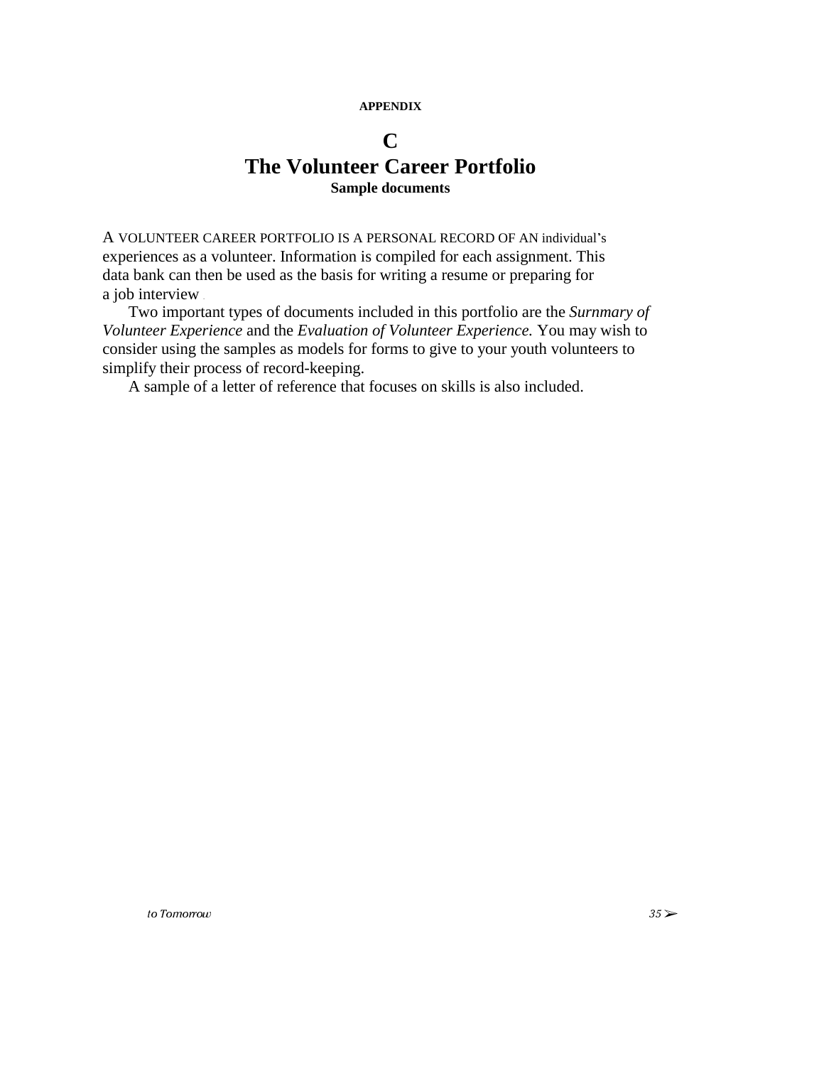**APPENDIX**

# C
# The Volunteer Career Portfolio
### Sample documents

A VOLUNTEER CAREER PORTFOLIO IS A PERSONAL RECORD OF AN individual's experiences as a volunteer. Information is compiled for each assignment. This data bank can then be used as the basis for writing a resume or preparing for a job interview.

Two important types of documents included in this portfolio are the *Surnmary of Volunteer Experience* and the *Evaluation of Volunteer Experience.* You may wish to consider using the samples as models for forms to give to your youth volunteers to simplify their process of record-keeping.

A sample of a letter of reference that focuses on skills is also included.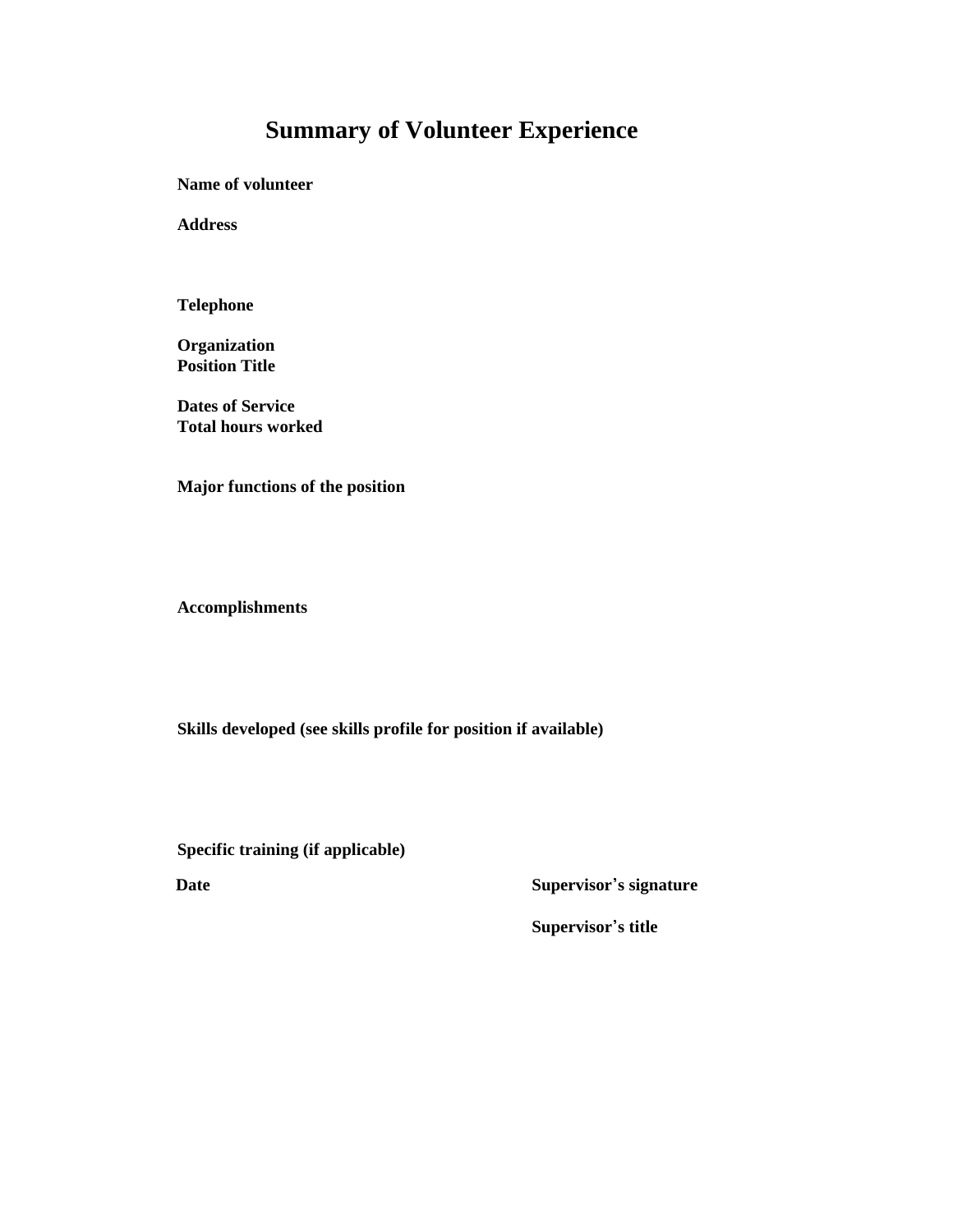# Summary of Volunteer Experience

**Name of volunteer**

**Address**

**Telephone**

**Organization**
**Position Title**

**Dates of Service**
**Total hours worked**

**Major functions of the position**

**Accomplishments**

**Skills developed (see skills profile for position if available)**

**Specific training (if applicable)**

**Date** **Supervisor's signature**

**Supervisor's title**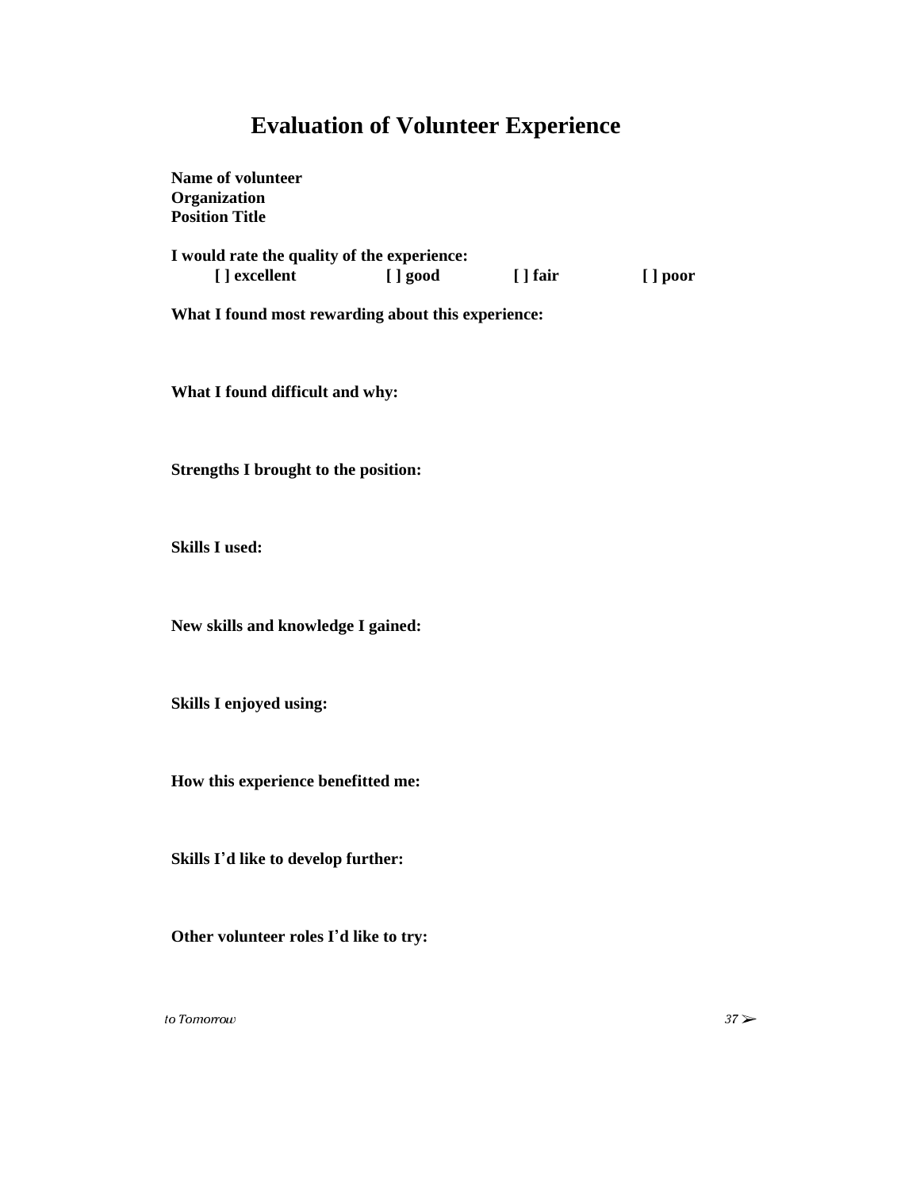# Evaluation of Volunteer Experience

**Name of volunteer**
**Organization**
**Position Title**

**I would rate the quality of the experience:**

**[ ] excellent   [ ] good   [ ] fair   [ ] poor**

**What I found most rewarding about this experience:**

**What I found difficult and why:**

**Strengths I brought to the position:**

**Skills I used:**

**New skills and knowledge I gained:**

**Skills I enjoyed using:**

**How this experience benefitted me:**

**Skills I'd like to develop further:**

**Other volunteer roles I'd like to try:**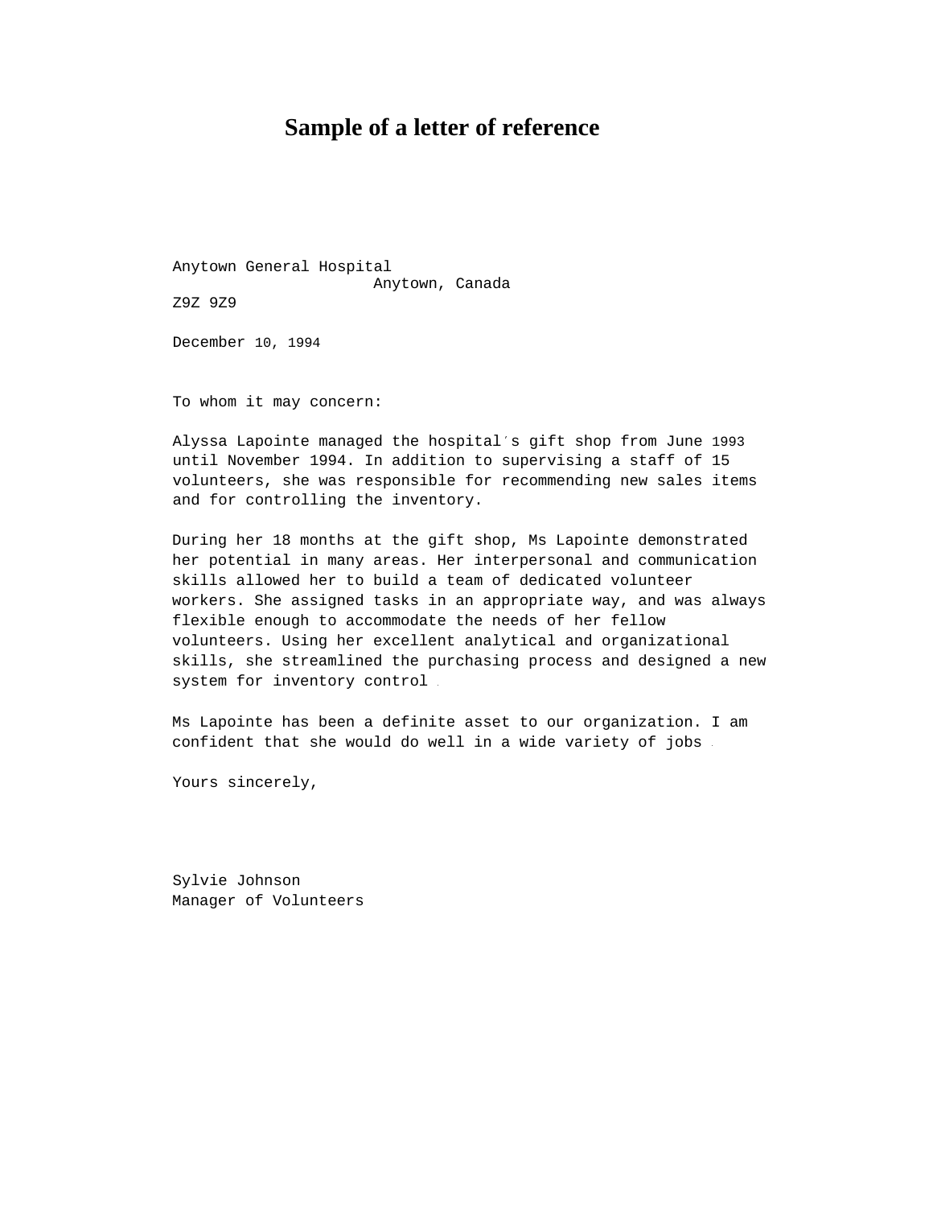# Sample of a letter of reference

Anytown General Hospital
Anytown, Canada
Z9Z 9Z9

December 10, 1994

To whom it may concern:

Alyssa Lapointe managed the hospital's gift shop from June 1993 until November 1994. In addition to supervising a staff of 15 volunteers, she was responsible for recommending new sales items and for controlling the inventory.

During her 18 months at the gift shop, Ms Lapointe demonstrated her potential in many areas. Her interpersonal and communication skills allowed her to build a team of dedicated volunteer workers. She assigned tasks in an appropriate way, and was always flexible enough to accommodate the needs of her fellow volunteers. Using her excellent analytical and organizational skills, she streamlined the purchasing process and designed a new system for inventory control.

Ms Lapointe has been a definite asset to our organization. I am confident that she would do well in a wide variety of jobs.

Yours sincerely,

Sylvie Johnson
Manager of Volunteers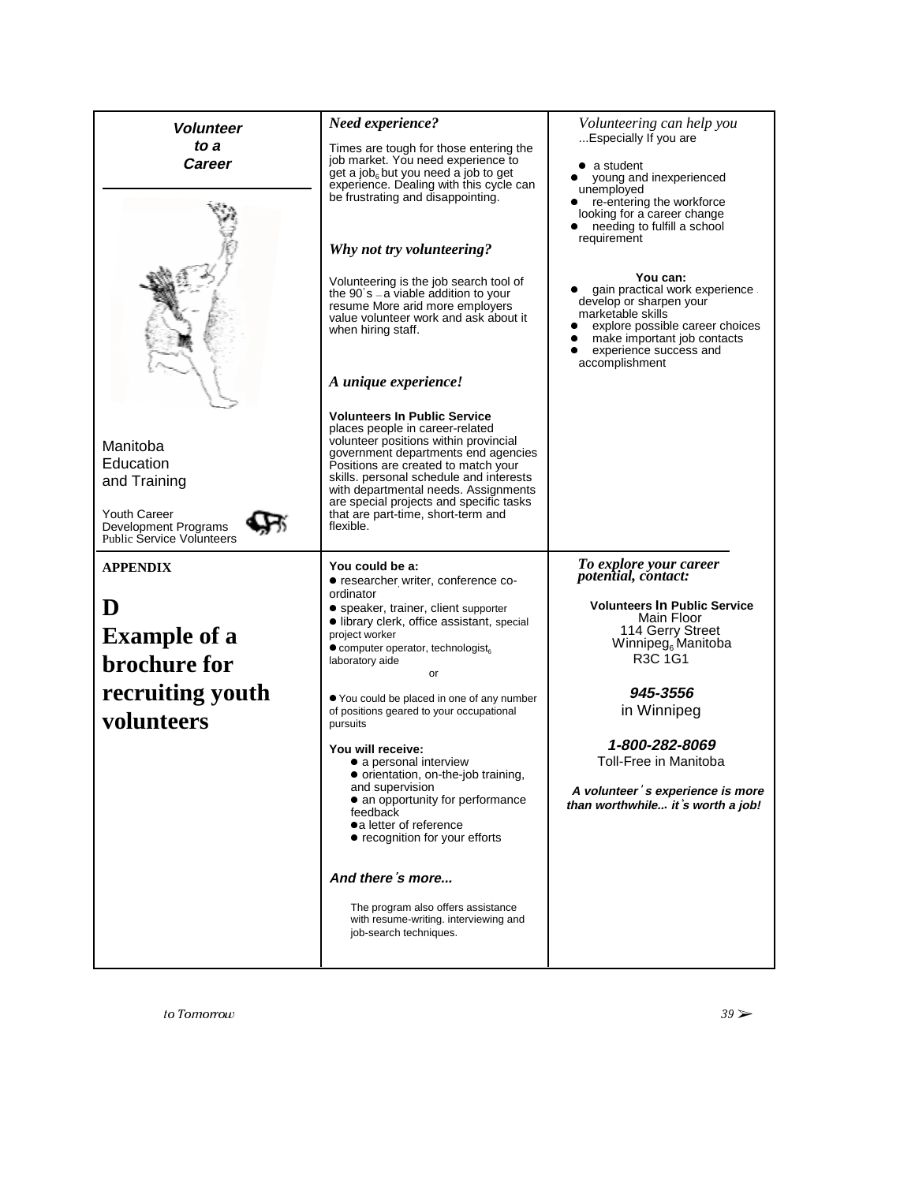**APPENDIX**

# D Example of a brochure for recruiting youth volunteers

***Volunteer to a Career***

Manitoba Education and Training

Youth Career Development Programs
Public Service Volunteers

### *Need experience?*

Times are tough for those entering the job market. You need experience to get a job, but you need a job to get experience. Dealing with this cycle can be frustrating and disappointing.

### *Why not try volunteering?*

Volunteering is the job search tool of the 90's – a viable addition to your resume More arid more employers value volunteer work and ask about it when hiring staff.

### *A unique experience!*

**Volunteers In Public Service** places people in career-related volunteer positions within provincial government departments end agencies Positions are created to match your skills. personal schedule and interests with departmental needs. Assignments are special projects and specific tasks that are part-time, short-term and flexible.

### *Volunteering can help you*

...Especially If you are

- a student
- young and inexperienced unemployed
- re-entering the workforce looking for a career change
- needing to fulfill a school requirement

**You can:**

- gain practical work experience . develop or sharpen your marketable skills
- explore possible career choices
- make important job contacts
- experience success and accomplishment

**You could be a:**

- researcher, writer, conference co-ordinator
- speaker, trainer, client supporter
- library clerk, office assistant, special project worker
- computer operator, technologist, laboratory aide

or

- You could be placed in one of any number of positions geared to your occupational pursuits

**You will receive:**

- a personal interview
- orientation, on-the-job training, and supervision
- an opportunity for performance feedback
- a letter of reference
- recognition for your efforts

***And there's more...***

The program also offers assistance with resume-writing. interviewing and job-search techniques.

### *To explore your career potential, contact:*

**Volunteers In Public Service**
Main Floor
114 Gerry Street
Winnipeg, Manitoba
R3C 1G1

***945-3556***
in Winnipeg

***1-800-282-8069***
Toll-Free in Manitoba

***A volunteer's experience is more than worthwhile... it's worth a job!***

*to Tomorrow*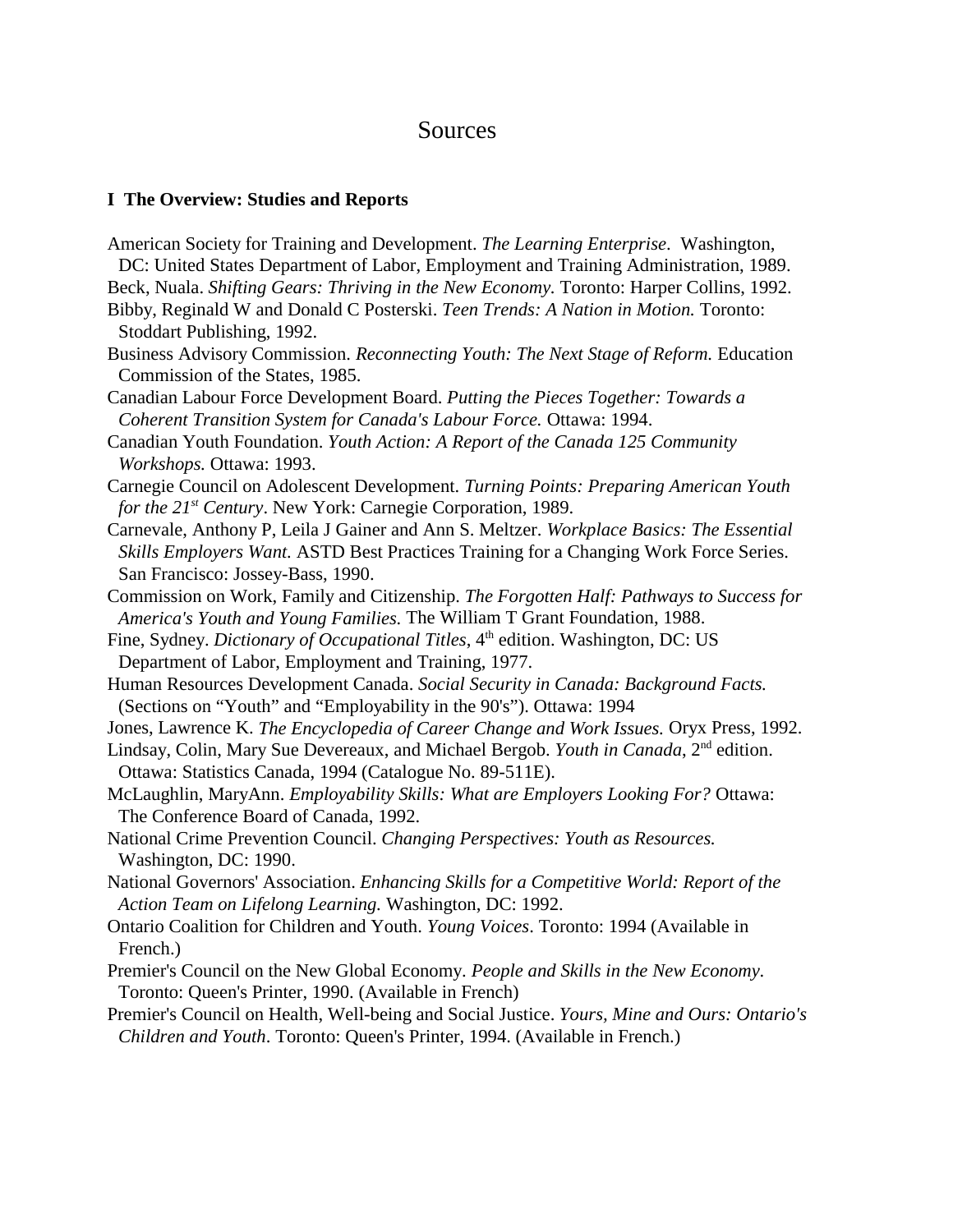# Sources

## I The Overview: Studies and Reports

American Society for Training and Development. *The Learning Enterprise*. Washington, DC: United States Department of Labor, Employment and Training Administration, 1989.

Beck, Nuala. *Shifting Gears: Thriving in the New Economy.* Toronto: Harper Collins, 1992.

Bibby, Reginald W and Donald C Posterski. *Teen Trends: A Nation in Motion.* Toronto: Stoddart Publishing, 1992.

Business Advisory Commission. *Reconnecting Youth: The Next Stage of Reform.* Education Commission of the States, 1985.

Canadian Labour Force Development Board. *Putting the Pieces Together: Towards a Coherent Transition System for Canada's Labour Force.* Ottawa: 1994.

Canadian Youth Foundation. *Youth Action: A Report of the Canada 125 Community Workshops.* Ottawa: 1993.

Carnegie Council on Adolescent Development. *Turning Points: Preparing American Youth for the 21st Century*. New York: Carnegie Corporation, 1989.

Carnevale, Anthony P, Leila J Gainer and Ann S. Meltzer. *Workplace Basics: The Essential Skills Employers Want.* ASTD Best Practices Training for a Changing Work Force Series. San Francisco: Jossey-Bass, 1990.

Commission on Work, Family and Citizenship. *The Forgotten Half: Pathways to Success for America's Youth and Young Families.* The William T Grant Foundation, 1988.

Fine, Sydney. *Dictionary of Occupational Titles*, 4th edition. Washington, DC: US Department of Labor, Employment and Training, 1977.

Human Resources Development Canada. *Social Security in Canada: Background Facts.* (Sections on "Youth" and "Employability in the 90's"). Ottawa: 1994

Jones, Lawrence K. *The Encyclopedia of Career Change and Work Issues.* Oryx Press, 1992.

Lindsay, Colin, Mary Sue Devereaux, and Michael Bergob. *Youth in Canada*, 2nd edition. Ottawa: Statistics Canada, 1994 (Catalogue No. 89-511E).

McLaughlin, MaryAnn. *Employability Skills: What are Employers Looking For?* Ottawa: The Conference Board of Canada, 1992.

National Crime Prevention Council. *Changing Perspectives: Youth as Resources.* Washington, DC: 1990.

National Governors' Association. *Enhancing Skills for a Competitive World: Report of the Action Team on Lifelong Learning.* Washington, DC: 1992.

Ontario Coalition for Children and Youth. *Young Voices*. Toronto: 1994 (Available in French.)

Premier's Council on the New Global Economy. *People and Skills in the New Economy.* Toronto: Queen's Printer, 1990. (Available in French)

Premier's Council on Health, Well-being and Social Justice. *Yours, Mine and Ours: Ontario's Children and Youth*. Toronto: Queen's Printer, 1994. (Available in French.)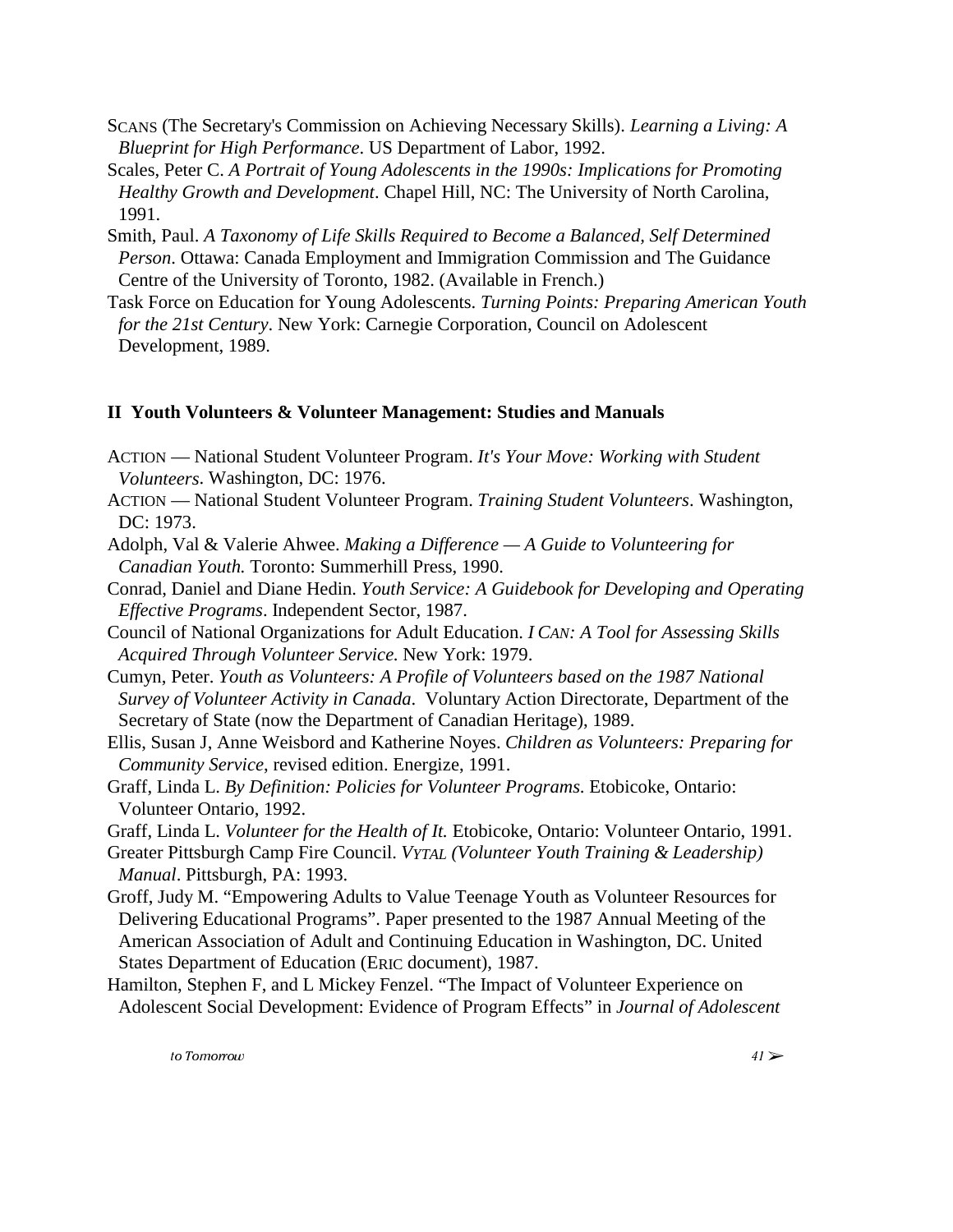SCANS (The Secretary's Commission on Achieving Necessary Skills). *Learning a Living: A Blueprint for High Performance*. US Department of Labor, 1992.

Scales, Peter C. *A Portrait of Young Adolescents in the 1990s: Implications for Promoting Healthy Growth and Development*. Chapel Hill, NC: The University of North Carolina, 1991.

Smith, Paul. *A Taxonomy of Life Skills Required to Become a Balanced, Self Determined Person*. Ottawa: Canada Employment and Immigration Commission and The Guidance Centre of the University of Toronto, 1982. (Available in French.)

Task Force on Education for Young Adolescents. *Turning Points: Preparing American Youth for the 21st Century*. New York: Carnegie Corporation, Council on Adolescent Development, 1989.

## II Youth Volunteers & Volunteer Management: Studies and Manuals

ACTION — National Student Volunteer Program. *It's Your Move: Working with Student Volunteers*. Washington, DC: 1976.

ACTION — National Student Volunteer Program. *Training Student Volunteers*. Washington, DC: 1973.

Adolph, Val & Valerie Ahwee. *Making a Difference — A Guide to Volunteering for Canadian Youth.* Toronto: Summerhill Press, 1990.

Conrad, Daniel and Diane Hedin. *Youth Service: A Guidebook for Developing and Operating Effective Programs*. Independent Sector, 1987.

Council of National Organizations for Adult Education. *I CAN: A Tool for Assessing Skills Acquired Through Volunteer Service.* New York: 1979.

Cumyn, Peter. *Youth as Volunteers: A Profile of Volunteers based on the 1987 National Survey of Volunteer Activity in Canada*. Voluntary Action Directorate, Department of the Secretary of State (now the Department of Canadian Heritage), 1989.

Ellis, Susan J, Anne Weisbord and Katherine Noyes. *Children as Volunteers: Preparing for Community Service*, revised edition. Energize, 1991.

Graff, Linda L. *By Definition: Policies for Volunteer Programs.* Etobicoke, Ontario: Volunteer Ontario, 1992.

Graff, Linda L. *Volunteer for the Health of It.* Etobicoke, Ontario: Volunteer Ontario, 1991.

Greater Pittsburgh Camp Fire Council. *VYTAL (Volunteer Youth Training & Leadership) Manual*. Pittsburgh, PA: 1993.

Groff, Judy M. "Empowering Adults to Value Teenage Youth as Volunteer Resources for Delivering Educational Programs". Paper presented to the 1987 Annual Meeting of the American Association of Adult and Continuing Education in Washington, DC. United States Department of Education (ERIC document), 1987.

Hamilton, Stephen F, and L Mickey Fenzel. "The Impact of Volunteer Experience on Adolescent Social Development: Evidence of Program Effects" in *Journal of Adolescent*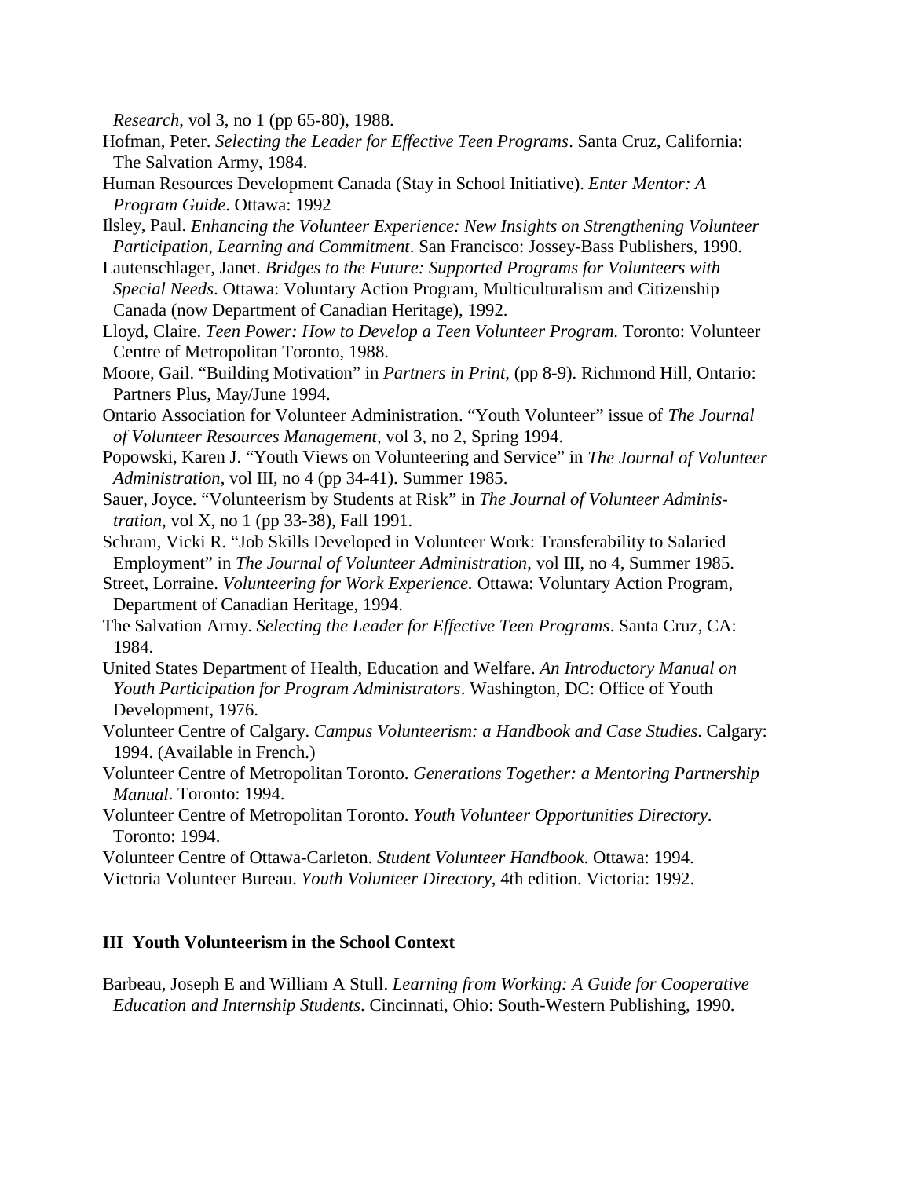*Research*, vol 3, no 1 (pp 65-80), 1988.

Hofman, Peter. *Selecting the Leader for Effective Teen Programs*. Santa Cruz, California: The Salvation Army, 1984.

Human Resources Development Canada (Stay in School Initiative). *Enter Mentor: A Program Guide*. Ottawa: 1992

Ilsley, Paul. *Enhancing the Volunteer Experience: New Insights on Strengthening Volunteer Participation, Learning and Commitment*. San Francisco: Jossey-Bass Publishers, 1990.

Lautenschlager, Janet. *Bridges to the Future: Supported Programs for Volunteers with Special Needs*. Ottawa: Voluntary Action Program, Multiculturalism and Citizenship Canada (now Department of Canadian Heritage), 1992.

Lloyd, Claire. *Teen Power: How to Develop a Teen Volunteer Program.* Toronto: Volunteer Centre of Metropolitan Toronto, 1988.

Moore, Gail. "Building Motivation" in *Partners in Print*, (pp 8-9). Richmond Hill, Ontario: Partners Plus, May/June 1994.

Ontario Association for Volunteer Administration. "Youth Volunteer" issue of *The Journal of Volunteer Resources Management*, vol 3, no 2, Spring 1994.

Popowski, Karen J. "Youth Views on Volunteering and Service" in *The Journal of Volunteer Administration*, vol III, no 4 (pp 34-41). Summer 1985.

Sauer, Joyce. "Volunteerism by Students at Risk" in *The Journal of Volunteer Administration*, vol X, no 1 (pp 33-38), Fall 1991.

Schram, Vicki R. "Job Skills Developed in Volunteer Work: Transferability to Salaried Employment" in *The Journal of Volunteer Administration*, vol III, no 4, Summer 1985.

Street, Lorraine. *Volunteering for Work Experience.* Ottawa: Voluntary Action Program, Department of Canadian Heritage, 1994.

The Salvation Army. *Selecting the Leader for Effective Teen Programs*. Santa Cruz, CA: 1984.

United States Department of Health, Education and Welfare. *An Introductory Manual on Youth Participation for Program Administrators*. Washington, DC: Office of Youth Development, 1976.

Volunteer Centre of Calgary. *Campus Volunteerism: a Handbook and Case Studies*. Calgary: 1994. (Available in French.)

Volunteer Centre of Metropolitan Toronto. *Generations Together: a Mentoring Partnership Manual*. Toronto: 1994.

Volunteer Centre of Metropolitan Toronto. *Youth Volunteer Opportunities Directory*. Toronto: 1994.

Volunteer Centre of Ottawa-Carleton. *Student Volunteer Handbook.* Ottawa: 1994.

Victoria Volunteer Bureau. *Youth Volunteer Directory*, 4th edition. Victoria: 1992.

## III  Youth Volunteerism in the School Context

Barbeau, Joseph E and William A Stull. *Learning from Working: A Guide for Cooperative Education and Internship Students*. Cincinnati, Ohio: South-Western Publishing, 1990.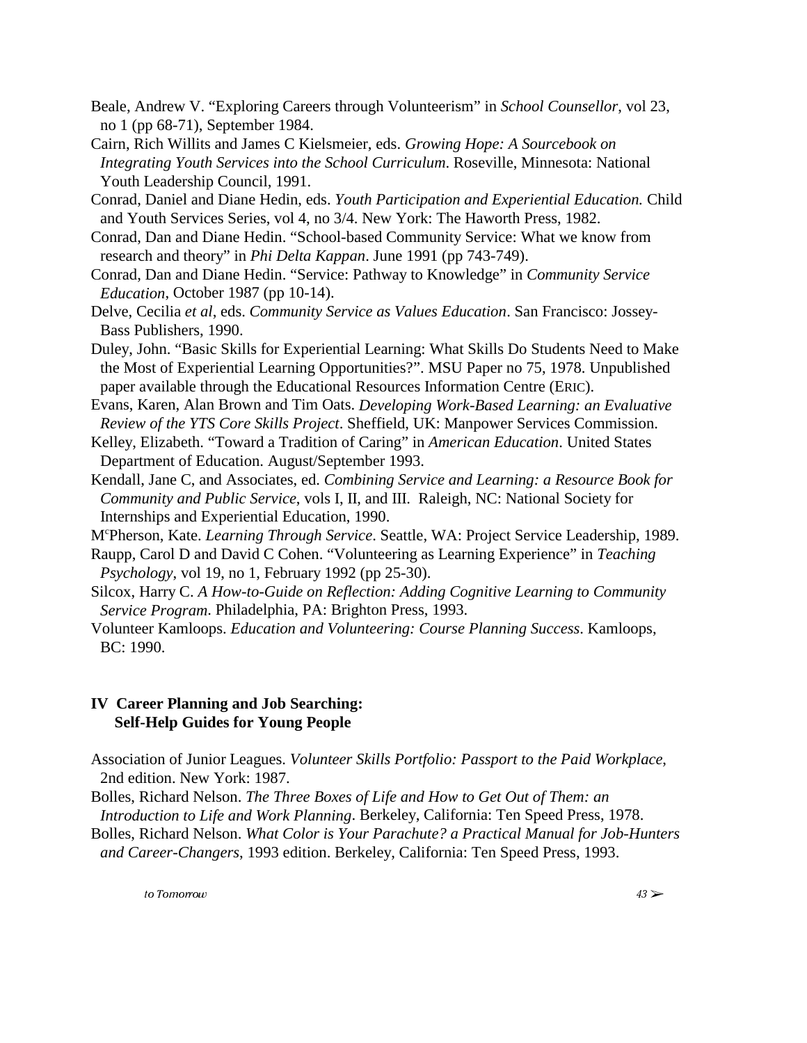Beale, Andrew V. "Exploring Careers through Volunteerism" in *School Counsellor*, vol 23, no 1 (pp 68-71), September 1984.

Cairn, Rich Willits and James C Kielsmeier, eds. *Growing Hope: A Sourcebook on Integrating Youth Services into the School Curriculum*. Roseville, Minnesota: National Youth Leadership Council, 1991.

Conrad, Daniel and Diane Hedin, eds. *Youth Participation and Experiential Education.* Child and Youth Services Series, vol 4, no 3/4. New York: The Haworth Press, 1982.

Conrad, Dan and Diane Hedin. "School-based Community Service: What we know from research and theory" in *Phi Delta Kappan*. June 1991 (pp 743-749).

Conrad, Dan and Diane Hedin. "Service: Pathway to Knowledge" in *Community Service Education*, October 1987 (pp 10-14).

Delve, Cecilia *et al*, eds. *Community Service as Values Education*. San Francisco: Jossey-Bass Publishers, 1990.

Duley, John. "Basic Skills for Experiential Learning: What Skills Do Students Need to Make the Most of Experiential Learning Opportunities?". MSU Paper no 75, 1978. Unpublished paper available through the Educational Resources Information Centre (ERIC).

Evans, Karen, Alan Brown and Tim Oats. *Developing Work-Based Learning: an Evaluative Review of the YTS Core Skills Project*. Sheffield, UK: Manpower Services Commission.

Kelley, Elizabeth. "Toward a Tradition of Caring" in *American Education*. United States Department of Education. August/September 1993.

Kendall, Jane C, and Associates, ed. *Combining Service and Learning: a Resource Book for Community and Public Service*, vols I, II, and III. Raleigh, NC: National Society for Internships and Experiential Education, 1990.

McPherson, Kate. *Learning Through Service*. Seattle, WA: Project Service Leadership, 1989.

Raupp, Carol D and David C Cohen. "Volunteering as Learning Experience" in *Teaching Psychology*, vol 19, no 1, February 1992 (pp 25-30).

Silcox, Harry C. *A How-to-Guide on Reflection: Adding Cognitive Learning to Community Service Program*. Philadelphia, PA: Brighton Press, 1993.

Volunteer Kamloops. *Education and Volunteering: Course Planning Success*. Kamloops, BC: 1990.

## IV Career Planning and Job Searching: Self-Help Guides for Young People

Association of Junior Leagues. *Volunteer Skills Portfolio: Passport to the Paid Workplace*, 2nd edition. New York: 1987.

Bolles, Richard Nelson. *The Three Boxes of Life and How to Get Out of Them: an Introduction to Life and Work Planning*. Berkeley, California: Ten Speed Press, 1978.

Bolles, Richard Nelson. *What Color is Your Parachute? a Practical Manual for Job-Hunters and Career-Changers*, 1993 edition. Berkeley, California: Ten Speed Press, 1993.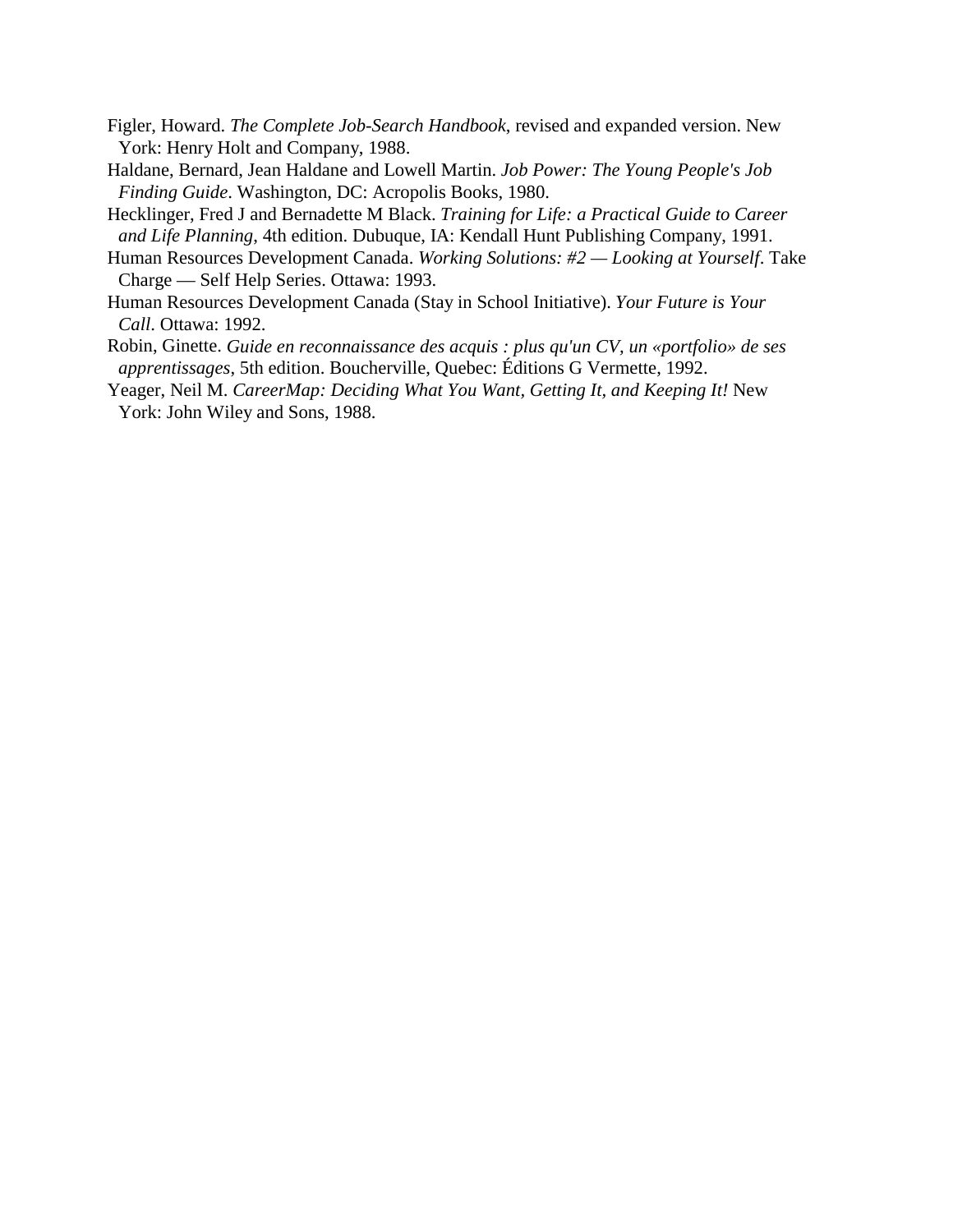Figler, Howard. *The Complete Job-Search Handbook*, revised and expanded version. New York: Henry Holt and Company, 1988.

Haldane, Bernard, Jean Haldane and Lowell Martin. *Job Power: The Young People's Job Finding Guide*. Washington, DC: Acropolis Books, 1980.

Hecklinger, Fred J and Bernadette M Black. *Training for Life: a Practical Guide to Career and Life Planning*, 4th edition. Dubuque, IA: Kendall Hunt Publishing Company, 1991.

Human Resources Development Canada. *Working Solutions: #2 — Looking at Yourself*. Take Charge — Self Help Series. Ottawa: 1993.

Human Resources Development Canada (Stay in School Initiative). *Your Future is Your Call*. Ottawa: 1992.

Robin, Ginette. *Guide en reconnaissance des acquis : plus qu'un CV, un «portfolio» de ses apprentissages*, 5th edition. Boucherville, Quebec: Éditions G Vermette, 1992.

Yeager, Neil M. *CareerMap: Deciding What You Want, Getting It, and Keeping It!* New York: John Wiley and Sons, 1988.